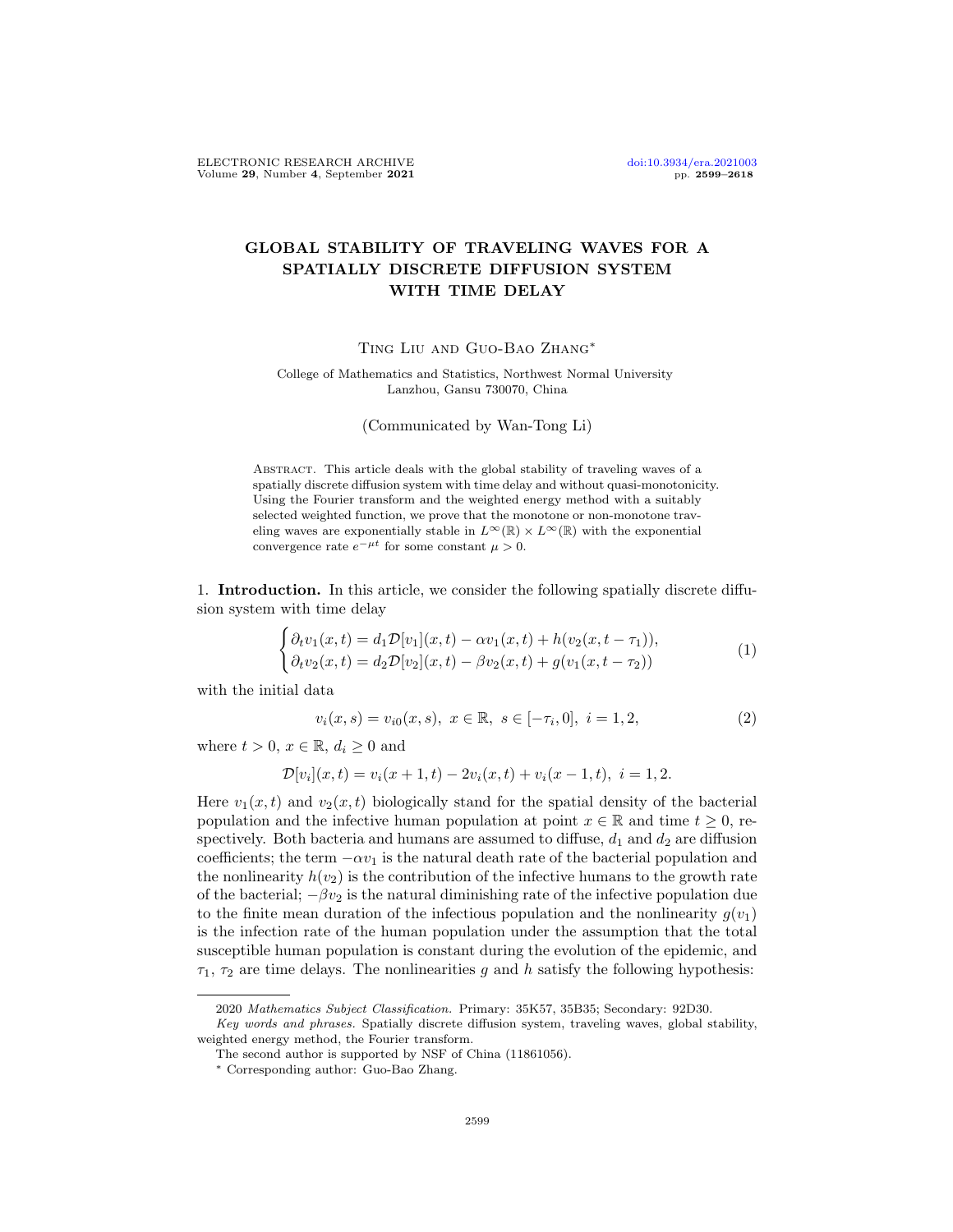# GLOBAL STABILITY OF TRAVELING WAVES FOR A SPATIALLY DISCRETE DIFFUSION SYSTEM WITH TIME DELAY

Ting Liu and Guo-Bao Zhang*

College of Mathematics and Statistics, Northwest Normal University
Lanzhou, Gansu 730070, China

(Communicated by Wan-Tong Li)

Abstract. This article deals with the global stability of traveling waves of a spatially discrete diffusion system with time delay and without quasi-monotonicity. Using the Fourier transform and the weighted energy method with a suitably selected weighted function, we prove that the monotone or non-monotone traveling waves are exponentially stable in $L^\infty(\mathbb{R}) \times L^\infty(\mathbb{R})$ with the exponential convergence rate $e^{-\mu t}$ for some constant $\mu > 0$.

## 1. Introduction.

In this article, we consider the following spatially discrete diffusion system with time delay

$$\begin{cases} \partial_t v_1(x,t) = d_1 \mathcal{D}[v_1](x,t) - \alpha v_1(x,t) + h(v_2(x,t-\tau_1)), \\ \partial_t v_2(x,t) = d_2 \mathcal{D}[v_2](x,t) - \beta v_2(x,t) + g(v_1(x,t-\tau_2)) \end{cases} \tag{1}$$

with the initial data

$$v_i(x,s) = v_{i0}(x,s),\ x \in \mathbb{R},\ s \in [-\tau_i, 0],\ i = 1,2, \tag{2}$$

where $t > 0$, $x \in \mathbb{R}$, $d_i \geq 0$ and

$$\mathcal{D}[v_i](x,t) = v_i(x+1,t) - 2v_i(x,t) + v_i(x-1,t),\ i = 1,2.$$

Here $v_1(x,t)$ and $v_2(x,t)$ biologically stand for the spatial density of the bacterial population and the infective human population at point $x \in \mathbb{R}$ and time $t \geq 0$, respectively. Both bacteria and humans are assumed to diffuse, $d_1$ and $d_2$ are diffusion coefficients; the term $-\alpha v_1$ is the natural death rate of the bacterial population and the nonlinearity $h(v_2)$ is the contribution of the infective humans to the growth rate of the bacterial; $-\beta v_2$ is the natural diminishing rate of the infective population due to the finite mean duration of the infectious population and the nonlinearity $g(v_1)$ is the infection rate of the human population under the assumption that the total susceptible human population is constant during the evolution of the epidemic, and $\tau_1$, $\tau_2$ are time delays. The nonlinearities $g$ and $h$ satisfy the following hypothesis:

2020 *Mathematics Subject Classification.* Primary: 35K57, 35B35; Secondary: 92D30.

*Key words and phrases.* Spatially discrete diffusion system, traveling waves, global stability, weighted energy method, the Fourier transform.

The second author is supported by NSF of China (11861056).

\* Corresponding author: Guo-Bao Zhang.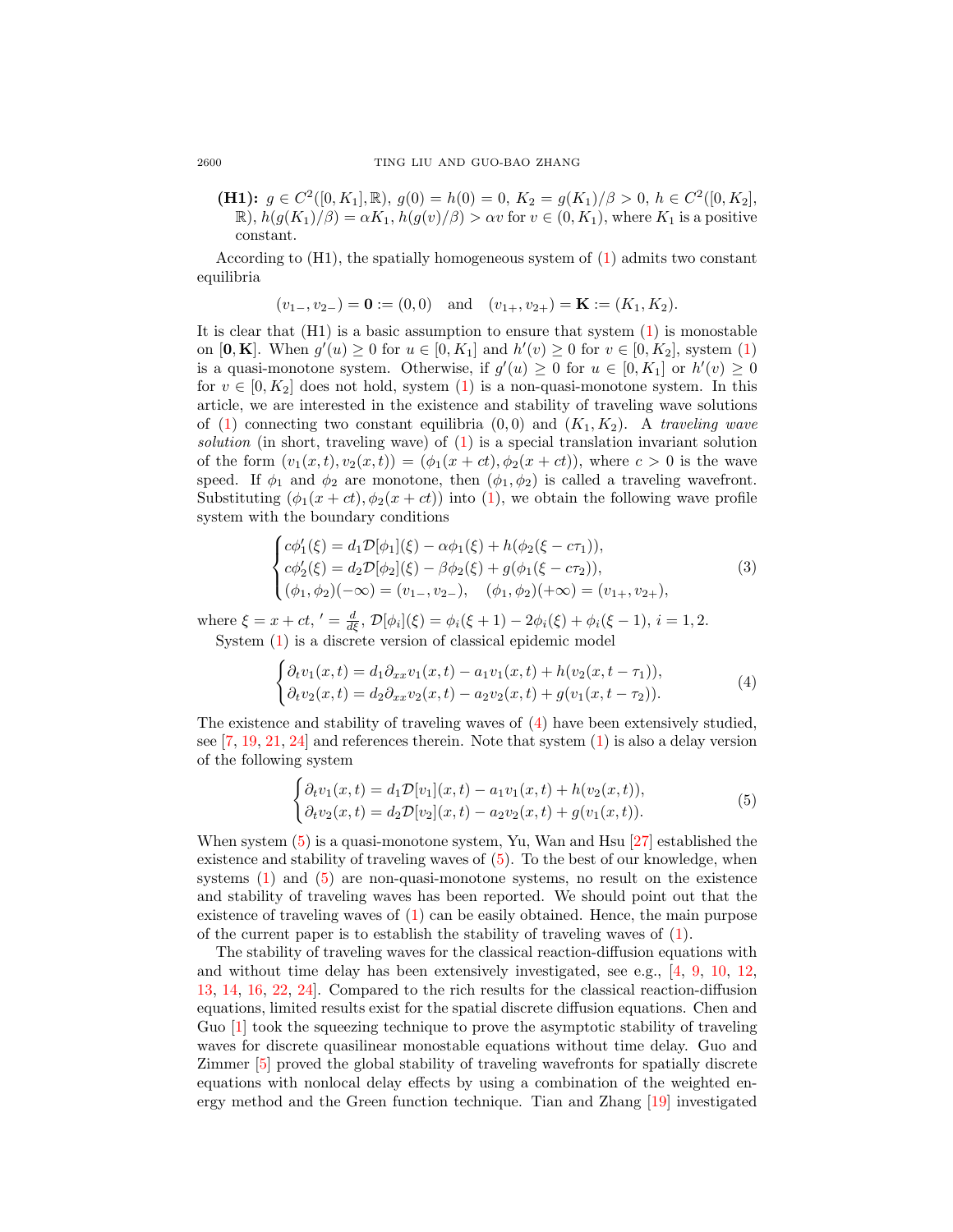**(H1):** $g \in C^2([0, K_1], \mathbb{R})$, $g(0) = h(0) = 0$, $K_2 = g(K_1)/\beta > 0$, $h \in C^2([0, K_2], \mathbb{R})$, $h(g(K_1)/\beta) = \alpha K_1$, $h(g(v)/\beta) > \alpha v$ for $v \in (0, K_1)$, where $K_1$ is a positive constant.

According to (H1), the spatially homogeneous system of (1) admits two constant equilibria

$$(v_{1-}, v_{2-}) = \mathbf{0} := (0, 0) \quad \text{and} \quad (v_{1+}, v_{2+}) = \mathbf{K} := (K_1, K_2).$$

It is clear that (H1) is a basic assumption to ensure that system (1) is monostable on $[\mathbf{0}, \mathbf{K}]$. When $g'(u) \geq 0$ for $u \in [0, K_1]$ and $h'(v) \geq 0$ for $v \in [0, K_2]$, system (1) is a quasi-monotone system. Otherwise, if $g'(u) \geq 0$ for $u \in [0, K_1]$ or $h'(v) \geq 0$ for $v \in [0, K_2]$ does not hold, system (1) is a non-quasi-monotone system. In this article, we are interested in the existence and stability of traveling wave solutions of (1) connecting two constant equilibria $(0, 0)$ and $(K_1, K_2)$. A *traveling wave solution* (in short, traveling wave) of (1) is a special translation invariant solution of the form $(v_1(x, t), v_2(x, t)) = (\phi_1(x + ct), \phi_2(x + ct))$, where $c > 0$ is the wave speed. If $\phi_1$ and $\phi_2$ are monotone, then $(\phi_1, \phi_2)$ is called a traveling wavefront. Substituting $(\phi_1(x + ct), \phi_2(x + ct))$ into (1), we obtain the following wave profile system with the boundary conditions

$$\begin{cases} c\phi_1'(\xi) = d_1\mathcal{D}[\phi_1](\xi) - \alpha\phi_1(\xi) + h(\phi_2(\xi - c\tau_1)), \\ c\phi_2'(\xi) = d_2\mathcal{D}[\phi_2](\xi) - \beta\phi_2(\xi) + g(\phi_1(\xi - c\tau_2)), \\ (\phi_1, \phi_2)(-\infty) = (v_{1-}, v_{2-}), \quad (\phi_1, \phi_2)(+\infty) = (v_{1+}, v_{2+}), \end{cases} \tag{3}$$

where $\xi = x + ct$, $' = \frac{d}{d\xi}$, $\mathcal{D}[\phi_i](\xi) = \phi_i(\xi + 1) - 2\phi_i(\xi) + \phi_i(\xi - 1)$, $i = 1, 2$.

System (1) is a discrete version of classical epidemic model

$$\begin{cases} \partial_t v_1(x, t) = d_1\partial_{xx}v_1(x, t) - a_1v_1(x, t) + h(v_2(x, t - \tau_1)), \\ \partial_t v_2(x, t) = d_2\partial_{xx}v_2(x, t) - a_2v_2(x, t) + g(v_1(x, t - \tau_2)). \end{cases} \tag{4}$$

The existence and stability of traveling waves of (4) have been extensively studied, see [7, 19, 21, 24] and references therein. Note that system (1) is also a delay version of the following system

$$\begin{cases} \partial_t v_1(x, t) = d_1\mathcal{D}[v_1](x, t) - a_1v_1(x, t) + h(v_2(x, t)), \\ \partial_t v_2(x, t) = d_2\mathcal{D}[v_2](x, t) - a_2v_2(x, t) + g(v_1(x, t)). \end{cases} \tag{5}$$

When system (5) is a quasi-monotone system, Yu, Wan and Hsu [27] established the existence and stability of traveling waves of (5). To the best of our knowledge, when systems (1) and (5) are non-quasi-monotone systems, no result on the existence and stability of traveling waves has been reported. We should point out that the existence of traveling waves of (1) can be easily obtained. Hence, the main purpose of the current paper is to establish the stability of traveling waves of (1).

The stability of traveling waves for the classical reaction-diffusion equations with and without time delay has been extensively investigated, see e.g., [4, 9, 10, 12, 13, 14, 16, 22, 24]. Compared to the rich results for the classical reaction-diffusion equations, limited results exist for the spatial discrete diffusion equations. Chen and Guo [1] took the squeezing technique to prove the asymptotic stability of traveling waves for discrete quasilinear monostable equations without time delay. Guo and Zimmer [5] proved the global stability of traveling wavefronts for spatially discrete equations with nonlocal delay effects by using a combination of the weighted energy method and the Green function technique. Tian and Zhang [19] investigated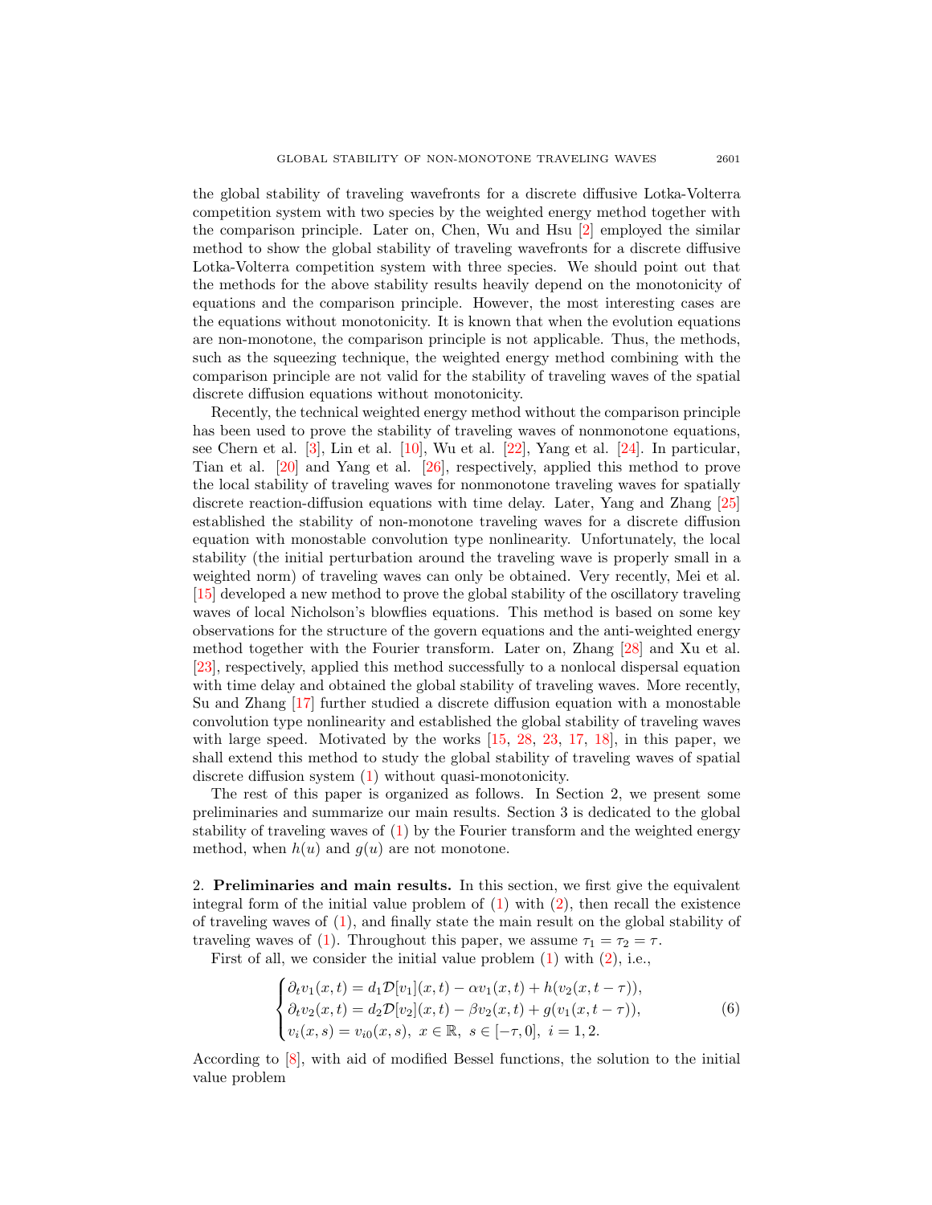the global stability of traveling wavefronts for a discrete diffusive Lotka-Volterra competition system with two species by the weighted energy method together with the comparison principle. Later on, Chen, Wu and Hsu [2] employed the similar method to show the global stability of traveling wavefronts for a discrete diffusive Lotka-Volterra competition system with three species. We should point out that the methods for the above stability results heavily depend on the monotonicity of equations and the comparison principle. However, the most interesting cases are the equations without monotonicity. It is known that when the evolution equations are non-monotone, the comparison principle is not applicable. Thus, the methods, such as the squeezing technique, the weighted energy method combining with the comparison principle are not valid for the stability of traveling waves of the spatial discrete diffusion equations without monotonicity.

Recently, the technical weighted energy method without the comparison principle has been used to prove the stability of traveling waves of nonmonotone equations, see Chern et al. [3], Lin et al. [10], Wu et al. [22], Yang et al. [24]. In particular, Tian et al. [20] and Yang et al. [26], respectively, applied this method to prove the local stability of traveling waves for nonmonotone traveling waves for spatially discrete reaction-diffusion equations with time delay. Later, Yang and Zhang [25] established the stability of non-monotone traveling waves for a discrete diffusion equation with monostable convolution type nonlinearity. Unfortunately, the local stability (the initial perturbation around the traveling wave is properly small in a weighted norm) of traveling waves can only be obtained. Very recently, Mei et al. [15] developed a new method to prove the global stability of the oscillatory traveling waves of local Nicholson's blowflies equations. This method is based on some key observations for the structure of the govern equations and the anti-weighted energy method together with the Fourier transform. Later on, Zhang [28] and Xu et al. [23], respectively, applied this method successfully to a nonlocal dispersal equation with time delay and obtained the global stability of traveling waves. More recently, Su and Zhang [17] further studied a discrete diffusion equation with a monostable convolution type nonlinearity and established the global stability of traveling waves with large speed. Motivated by the works [15, 28, 23, 17, 18], in this paper, we shall extend this method to study the global stability of traveling waves of spatial discrete diffusion system (1) without quasi-monotonicity.

The rest of this paper is organized as follows. In Section 2, we present some preliminaries and summarize our main results. Section 3 is dedicated to the global stability of traveling waves of (1) by the Fourier transform and the weighted energy method, when $h(u)$ and $g(u)$ are not monotone.

## 2. Preliminaries and main results.

In this section, we first give the equivalent integral form of the initial value problem of (1) with (2), then recall the existence of traveling waves of (1), and finally state the main result on the global stability of traveling waves of (1). Throughout this paper, we assume $\tau_1 = \tau_2 = \tau$.

First of all, we consider the initial value problem (1) with (2), i.e.,

$$
\begin{cases}
\partial_t v_1(x,t) = d_1 \mathcal{D}[v_1](x,t) - \alpha v_1(x,t) + h(v_2(x,t-\tau)), \\
\partial_t v_2(x,t) = d_2 \mathcal{D}[v_2](x,t) - \beta v_2(x,t) + g(v_1(x,t-\tau)), \\
v_i(x,s) = v_{i0}(x,s), \ x \in \mathbb{R}, \ s \in [-\tau, 0], \ i = 1,2.
\end{cases}
\tag{6}
$$

According to [8], with aid of modified Bessel functions, the solution to the initial value problem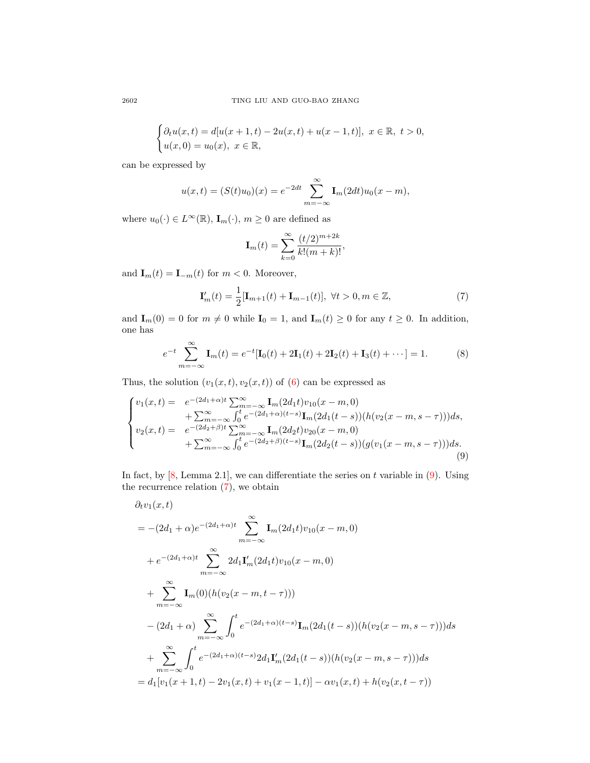$$
\begin{cases}
\partial_t u(x,t) = d[u(x+1,t) - 2u(x,t) + u(x-1,t)],\ x \in \mathbb{R},\ t > 0, \\
u(x,0) = u_0(x),\ x \in \mathbb{R},
\end{cases}
$$

can be expressed by

$$
u(x,t) = (S(t)u_0)(x) = e^{-2dt} \sum_{m=-\infty}^{\infty} \mathbf{I}_m(2dt) u_0(x-m),
$$

where $u_0(\cdot) \in L^\infty(\mathbb{R})$, $\mathbf{I}_m(\cdot)$, $m \geq 0$ are defined as

$$
\mathbf{I}_m(t) = \sum_{k=0}^{\infty} \frac{(t/2)^{m+2k}}{k!(m+k)!},
$$

and $\mathbf{I}_m(t) = \mathbf{I}_{-m}(t)$ for $m < 0$. Moreover,

$$
\mathbf{I}_m'(t) = \frac{1}{2}[\mathbf{I}_{m+1}(t) + \mathbf{I}_{m-1}(t)],\ \forall t > 0, m \in \mathbb{Z}, \tag{7}
$$

and $\mathbf{I}_m(0) = 0$ for $m \neq 0$ while $\mathbf{I}_0 = 1$, and $\mathbf{I}_m(t) \geq 0$ for any $t \geq 0$. In addition, one has

$$
e^{-t} \sum_{m=-\infty}^{\infty} \mathbf{I}_m(t) = e^{-t}[\mathbf{I}_0(t) + 2\mathbf{I}_1(t) + 2\mathbf{I}_2(t) + \mathbf{I}_3(t) + \cdots] = 1. \tag{8}
$$

Thus, the solution $(v_1(x,t), v_2(x,t))$ of (6) can be expressed as

$$
\begin{cases}
v_1(x,t) = & e^{-(2d_1+\alpha)t} \sum_{m=-\infty}^{\infty} \mathbf{I}_m(2d_1 t) v_{10}(x-m,0) \\
& + \sum_{m=-\infty}^{\infty} \int_0^t e^{-(2d_1+\alpha)(t-s)} \mathbf{I}_m(2d_1(t-s))(h(v_2(x-m,s-\tau)))ds, \\
v_2(x,t) = & e^{-(2d_2+\beta)t} \sum_{m=-\infty}^{\infty} \mathbf{I}_m(2d_2 t) v_{20}(x-m,0) \\
& + \sum_{m=-\infty}^{\infty} \int_0^t e^{-(2d_2+\beta)(t-s)} \mathbf{I}_m(2d_2(t-s))(g(v_1(x-m,s-\tau)))ds.
\end{cases} \tag{9}
$$

In fact, by [8, Lemma 2.1], we can differentiate the series on $t$ variable in (9). Using the recurrence relation (7), we obtain

$$
\begin{aligned}
&\partial_t v_1(x,t) \\
&= -(2d_1+\alpha)e^{-(2d_1+\alpha)t} \sum_{m=-\infty}^{\infty} \mathbf{I}_m(2d_1 t) v_{10}(x-m,0) \\
&\quad + e^{-(2d_1+\alpha)t} \sum_{m=-\infty}^{\infty} 2d_1 \mathbf{I}_m'(2d_1 t) v_{10}(x-m,0) \\
&\quad + \sum_{m=-\infty}^{\infty} \mathbf{I}_m(0)(h(v_2(x-m,t-\tau))) \\
&\quad - (2d_1+\alpha) \sum_{m=-\infty}^{\infty} \int_0^t e^{-(2d_1+\alpha)(t-s)} \mathbf{I}_m(2d_1(t-s))(h(v_2(x-m,s-\tau)))ds \\
&\quad + \sum_{m=-\infty}^{\infty} \int_0^t e^{-(2d_1+\alpha)(t-s)} 2d_1 \mathbf{I}_m'(2d_1(t-s))(h(v_2(x-m,s-\tau)))ds \\
&= d_1[v_1(x+1,t) - 2v_1(x,t) + v_1(x-1,t)] - \alpha v_1(x,t) + h(v_2(x,t-\tau))
\end{aligned}
$$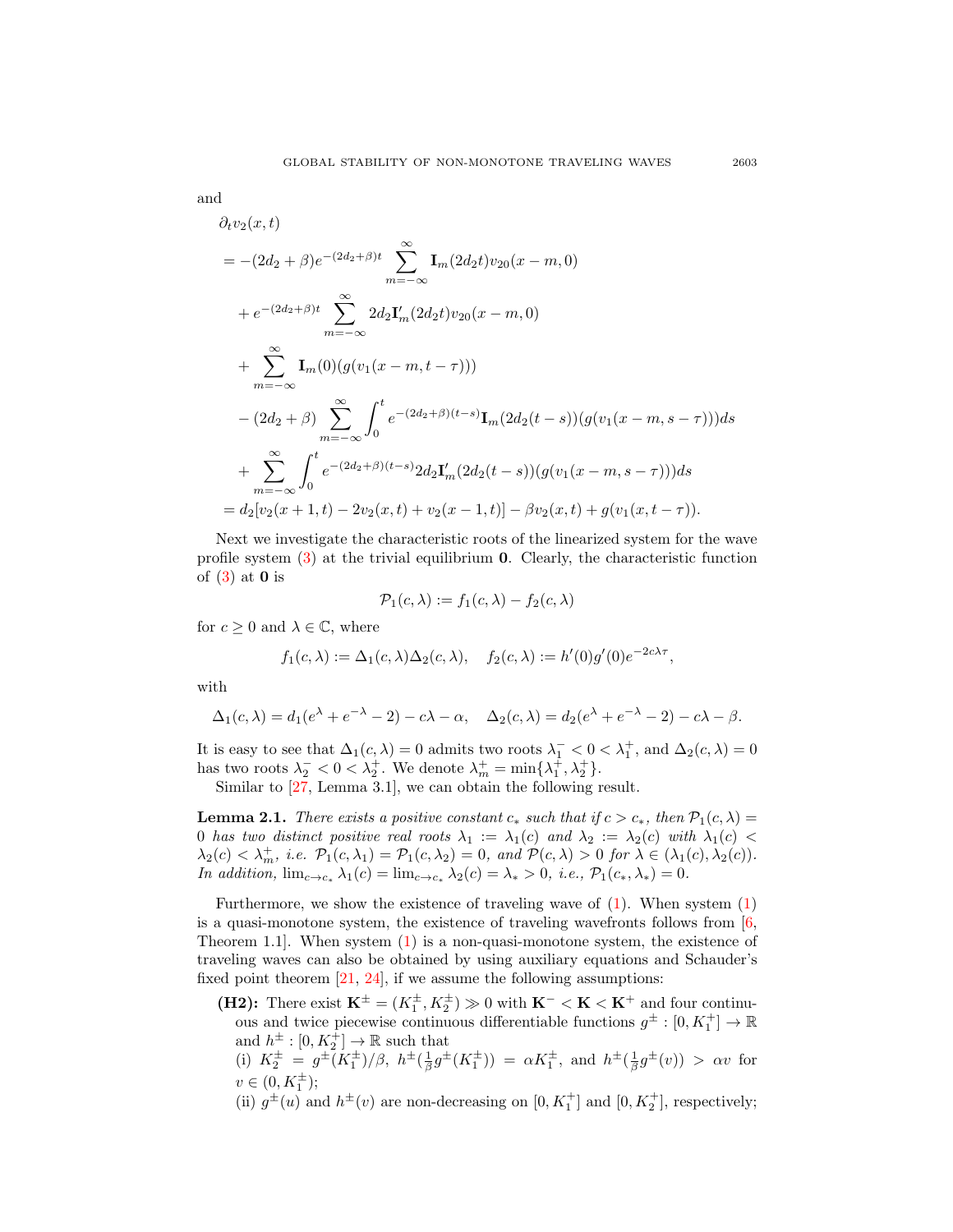and

$$
\begin{aligned}
&\partial_t v_2(x,t) \\
&= -(2d_2+\beta)e^{-(2d_2+\beta)t}\sum_{m=-\infty}^{\infty}\mathbf{I}_m(2d_2t)v_{20}(x-m,0) \\
&\quad + e^{-(2d_2+\beta)t}\sum_{m=-\infty}^{\infty}2d_2\mathbf{I}'_m(2d_2t)v_{20}(x-m,0) \\
&\quad + \sum_{m=-\infty}^{\infty}\mathbf{I}_m(0)(g(v_1(x-m,t-\tau))) \\
&\quad - (2d_2+\beta)\sum_{m=-\infty}^{\infty}\int_0^t e^{-(2d_2+\beta)(t-s)}\mathbf{I}_m(2d_2(t-s))(g(v_1(x-m,s-\tau)))ds \\
&\quad + \sum_{m=-\infty}^{\infty}\int_0^t e^{-(2d_2+\beta)(t-s)}2d_2\mathbf{I}'_m(2d_2(t-s))(g(v_1(x-m,s-\tau)))ds \\
&= d_2[v_2(x+1,t)-2v_2(x,t)+v_2(x-1,t)] - \beta v_2(x,t) + g(v_1(x,t-\tau)).
\end{aligned}
$$

Next we investigate the characteristic roots of the linearized system for the wave profile system (3) at the trivial equilibrium $\mathbf{0}$. Clearly, the characteristic function of (3) at $\mathbf{0}$ is

$$
\mathcal{P}_1(c,\lambda) := f_1(c,\lambda) - f_2(c,\lambda)
$$

for $c \geq 0$ and $\lambda \in \mathbb{C}$, where

$$
f_1(c,\lambda) := \Delta_1(c,\lambda)\Delta_2(c,\lambda), \quad f_2(c,\lambda) := h'(0)g'(0)e^{-2c\lambda\tau},
$$

with

$$
\Delta_1(c,\lambda) = d_1(e^{\lambda}+e^{-\lambda}-2) - c\lambda - \alpha, \quad \Delta_2(c,\lambda) = d_2(e^{\lambda}+e^{-\lambda}-2) - c\lambda - \beta.
$$

It is easy to see that $\Delta_1(c,\lambda)=0$ admits two roots $\lambda_1^- < 0 < \lambda_1^+$, and $\Delta_2(c,\lambda)=0$ has two roots $\lambda_2^- < 0 < \lambda_2^+$. We denote $\lambda_m^+ = \min\{\lambda_1^+, \lambda_2^+\}$.

Similar to [27, Lemma 3.1], we can obtain the following result.

**Lemma 2.1.** *There exists a positive constant $c_*$ such that if $c > c_*$, then $\mathcal{P}_1(c,\lambda) = 0$ has two distinct positive real roots $\lambda_1 := \lambda_1(c)$ and $\lambda_2 := \lambda_2(c)$ with $\lambda_1(c) < \lambda_2(c) < \lambda_m^+$, i.e. $\mathcal{P}_1(c,\lambda_1) = \mathcal{P}_1(c,\lambda_2) = 0$, and $\mathcal{P}(c,\lambda) > 0$ for $\lambda \in (\lambda_1(c), \lambda_2(c))$. In addition, $\lim_{c\to c_*}\lambda_1(c) = \lim_{c\to c_*}\lambda_2(c) = \lambda_* > 0$, i.e., $\mathcal{P}_1(c_*,\lambda_*) = 0$.*

Furthermore, we show the existence of traveling wave of (1). When system (1) is a quasi-monotone system, the existence of traveling wavefronts follows from [6, Theorem 1.1]. When system (1) is a non-quasi-monotone system, the existence of traveling waves can also be obtained by using auxiliary equations and Schauder's fixed point theorem [21, 24], if we assume the following assumptions:

**(H2):** There exist $\mathbf{K}^{\pm} = (K_1^{\pm}, K_2^{\pm}) \gg 0$ with $\mathbf{K}^- < \mathbf{K} < \mathbf{K}^+$ and four continuous and twice piecewise continuous differentiable functions $g^{\pm} : [0, K_1^+] \to \mathbb{R}$ and $h^{\pm} : [0, K_2^+] \to \mathbb{R}$ such that
(i) $K_2^{\pm} = g^{\pm}(K_1^{\pm})/\beta$, $h^{\pm}(\frac{1}{\beta}g^{\pm}(K_1^{\pm})) = \alpha K_1^{\pm}$, and $h^{\pm}(\frac{1}{\beta}g^{\pm}(v)) > \alpha v$ for $v \in (0, K_1^{\pm})$;
(ii) $g^{\pm}(u)$ and $h^{\pm}(v)$ are non-decreasing on $[0, K_1^+]$ and $[0, K_2^+]$, respectively;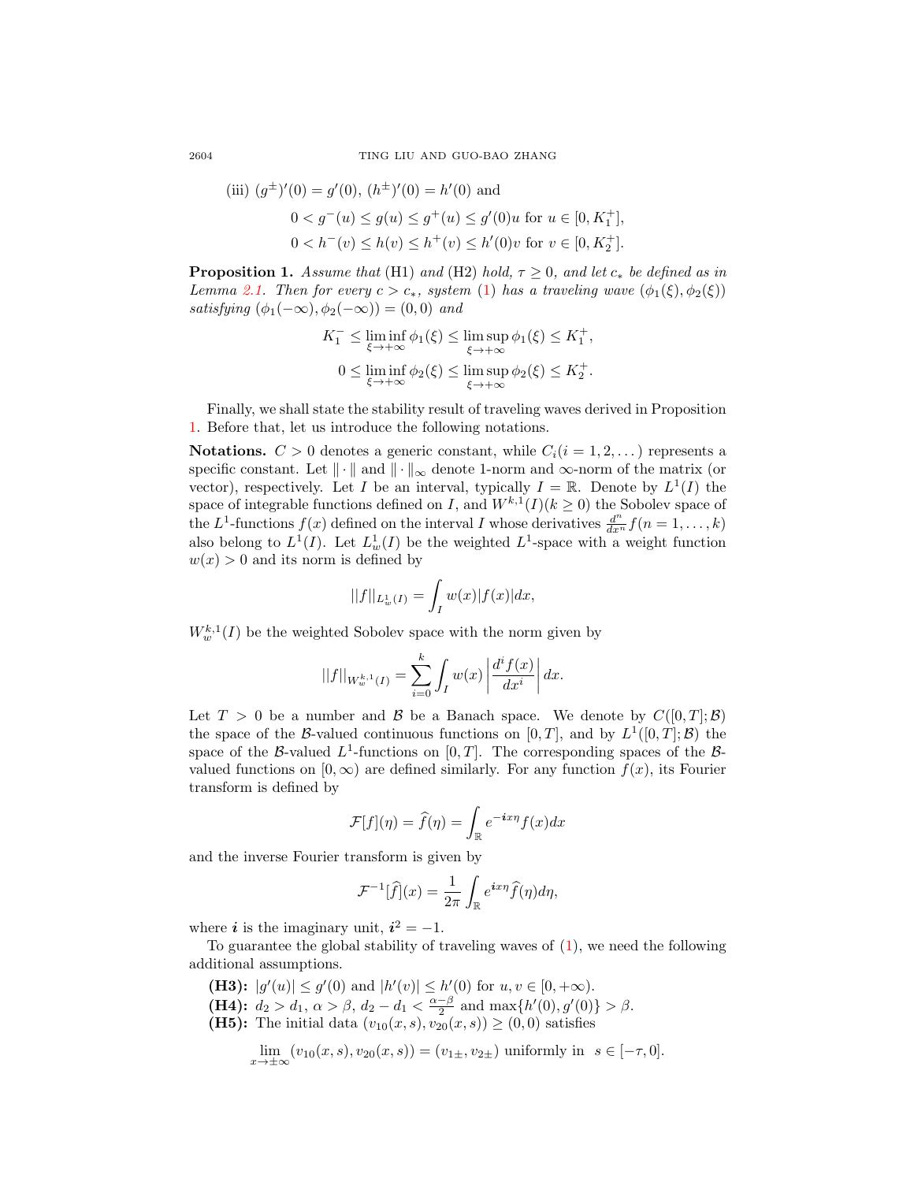(iii) $(g^{\pm})'(0) = g'(0)$, $(h^{\pm})'(0) = h'(0)$ and

$$0 < g^-(u) \le g(u) \le g^+(u) \le g'(0)u \text{ for } u \in [0, K_1^+],$$
$$0 < h^-(v) \le h(v) \le h^+(v) \le h'(0)v \text{ for } v \in [0, K_2^+].$$

**Proposition 1.** *Assume that* (H1) *and* (H2) *hold,* $\tau \ge 0$*, and let* $c_*$ *be defined as in Lemma 2.1. Then for every* $c > c_*$*, system* (1) *has a traveling wave* $(\phi_1(\xi), \phi_2(\xi))$ *satisfying* $(\phi_1(-\infty), \phi_2(-\infty)) = (0, 0)$ *and*

$$K_1^- \le \liminf_{\xi \to +\infty} \phi_1(\xi) \le \limsup_{\xi \to +\infty} \phi_1(\xi) \le K_1^+,$$
$$0 \le \liminf_{\xi \to +\infty} \phi_2(\xi) \le \limsup_{\xi \to +\infty} \phi_2(\xi) \le K_2^+.$$

Finally, we shall state the stability result of traveling waves derived in Proposition 1. Before that, let us introduce the following notations.

**Notations.** $C > 0$ denotes a generic constant, while $C_i (i = 1, 2, \dots)$ represents a specific constant. Let $\|\cdot\|$ and $\|\cdot\|_\infty$ denote 1-norm and $\infty$-norm of the matrix (or vector), respectively. Let $I$ be an interval, typically $I = \mathbb{R}$. Denote by $L^1(I)$ the space of integrable functions defined on $I$, and $W^{k,1}(I)(k \ge 0)$ the Sobolev space of the $L^1$-functions $f(x)$ defined on the interval $I$ whose derivatives $\frac{d^n}{dx^n} f (n = 1, \dots, k)$ also belong to $L^1(I)$. Let $L^1_w(I)$ be the weighted $L^1$-space with a weight function $w(x) > 0$ and its norm is defined by

$$||f||_{L^1_w(I)} = \int_I w(x)|f(x)|dx,$$

$W^{k,1}_w(I)$ be the weighted Sobolev space with the norm given by

$$||f||_{W^{k,1}_w(I)} = \sum_{i=0}^{k} \int_I w(x) \left| \frac{d^i f(x)}{dx^i} \right| dx.$$

Let $T > 0$ be a number and $\mathcal{B}$ be a Banach space. We denote by $C([0, T]; \mathcal{B})$ the space of the $\mathcal{B}$-valued continuous functions on $[0, T]$, and by $L^1([0, T]; \mathcal{B})$ the space of the $\mathcal{B}$-valued $L^1$-functions on $[0, T]$. The corresponding spaces of the $\mathcal{B}$-valued functions on $[0, \infty)$ are defined similarly. For any function $f(x)$, its Fourier transform is defined by

$$\mathcal{F}[f](\eta) = \widehat{f}(\eta) = \int_{\mathbb{R}} e^{-\boldsymbol{i}x\eta} f(x)dx$$

and the inverse Fourier transform is given by

$$\mathcal{F}^{-1}[\widehat{f}](x) = \frac{1}{2\pi} \int_{\mathbb{R}} e^{\boldsymbol{i}x\eta} \widehat{f}(\eta)d\eta,$$

where $\boldsymbol{i}$ is the imaginary unit, $\boldsymbol{i}^2 = -1$.

To guarantee the global stability of traveling waves of (1), we need the following additional assumptions.

- **(H3):** $|g'(u)| \le g'(0)$ and $|h'(v)| \le h'(0)$ for $u, v \in [0, +\infty)$.
- **(H4):** $d_2 > d_1$, $\alpha > \beta$, $d_2 - d_1 < \frac{\alpha - \beta}{2}$ and $\max\{h'(0), g'(0)\} > \beta$.
- **(H5):** The initial data $(v_{10}(x, s), v_{20}(x, s)) \ge (0, 0)$ satisfies

$$\lim_{x \to \pm\infty} (v_{10}(x, s), v_{20}(x, s)) = (v_{1\pm}, v_{2\pm}) \text{ uniformly in } s \in [-\tau, 0].$$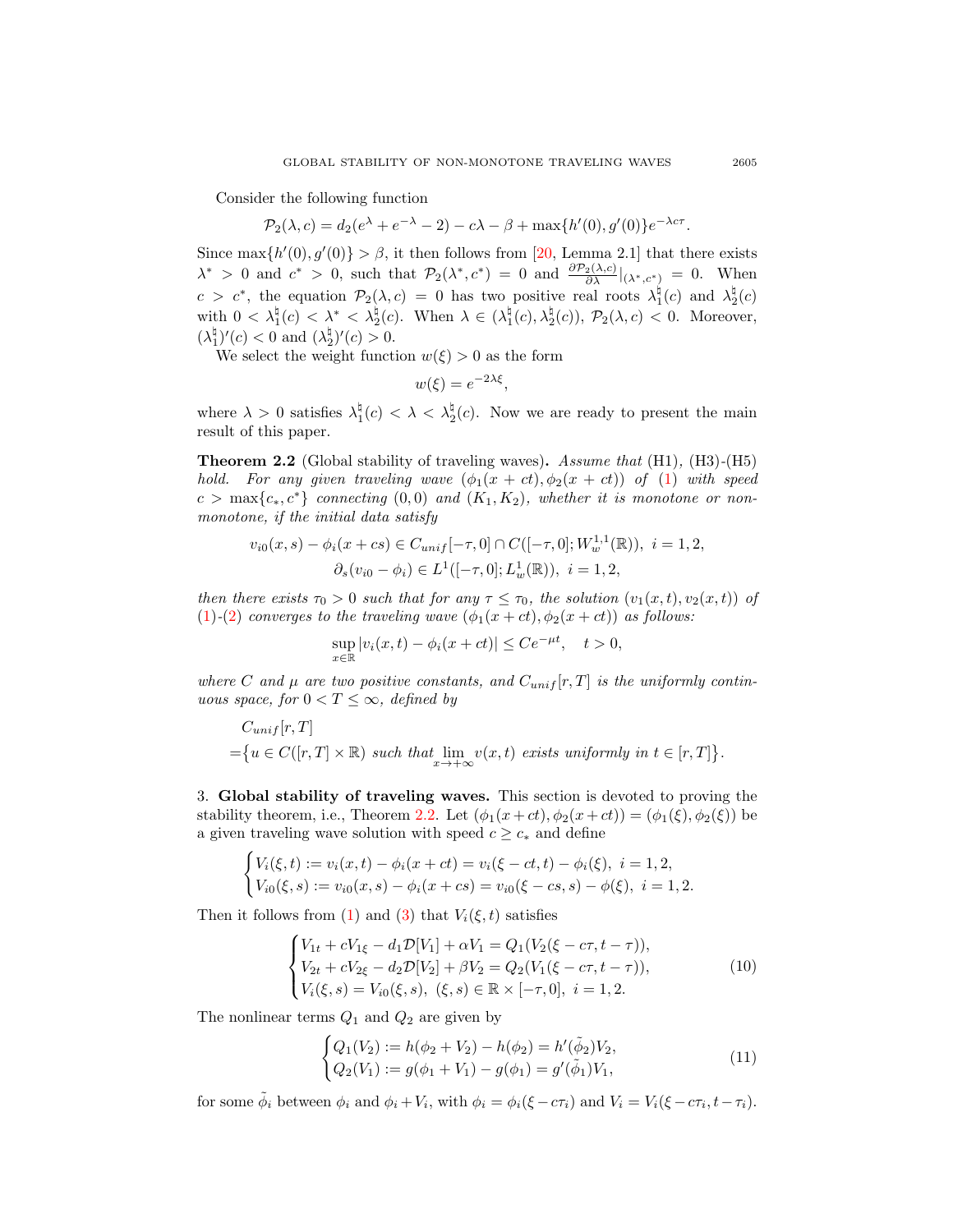Consider the following function

$$\mathcal{P}_2(\lambda, c) = d_2(e^{\lambda} + e^{-\lambda} - 2) - c\lambda - \beta + \max\{h'(0), g'(0)\}e^{-\lambda c\tau}.$$

Since $\max\{h'(0), g'(0)\} > \beta$, it then follows from [20, Lemma 2.1] that there exists $\lambda^* > 0$ and $c^* > 0$, such that $\mathcal{P}_2(\lambda^*, c^*) = 0$ and $\frac{\partial \mathcal{P}_2(\lambda,c)}{\partial \lambda}|_{(\lambda^*,c^*)} = 0$. When $c > c^*$, the equation $\mathcal{P}_2(\lambda, c) = 0$ has two positive real roots $\lambda_1^\natural(c)$ and $\lambda_2^\natural(c)$ with $0 < \lambda_1^\natural(c) < \lambda^* < \lambda_2^\natural(c)$. When $\lambda \in (\lambda_1^\natural(c), \lambda_2^\natural(c))$, $\mathcal{P}_2(\lambda, c) < 0$. Moreover, $(\lambda_1^\natural)'(c) < 0$ and $(\lambda_2^\natural)'(c) > 0$.

We select the weight function $w(\xi) > 0$ as the form

$$w(\xi) = e^{-2\lambda\xi},$$

where $\lambda > 0$ satisfies $\lambda_1^\natural(c) < \lambda < \lambda_2^\natural(c)$. Now we are ready to present the main result of this paper.

**Theorem 2.2** (Global stability of traveling waves)**.** *Assume that* (H1), (H3)-(H5) *hold. For any given traveling wave $(\phi_1(x + ct), \phi_2(x + ct))$ of* (1) *with speed $c > \max\{c_*, c^*\}$ connecting $(0, 0)$ and $(K_1, K_2)$, whether it is monotone or non-monotone, if the initial data satisfy*

$$v_{i0}(x, s) - \phi_i(x + cs) \in C_{unif}[-\tau, 0] \cap C([-\tau, 0]; W_w^{1,1}(\mathbb{R})), \ i = 1, 2,$$
$$\partial_s(v_{i0} - \phi_i) \in L^1([-\tau, 0]; L_w^1(\mathbb{R})), \ i = 1, 2,$$

*then there exists $\tau_0 > 0$ such that for any $\tau \leq \tau_0$, the solution $(v_1(x, t), v_2(x, t))$ of* (1)*-*(2) *converges to the traveling wave $(\phi_1(x + ct), \phi_2(x + ct))$ as follows:*

$$\sup_{x\in\mathbb{R}} |v_i(x, t) - \phi_i(x + ct)| \leq Ce^{-\mu t}, \quad t > 0,$$

*where $C$ and $\mu$ are two positive constants, and $C_{unif}[r, T]$ is the uniformly continuous space, for $0 < T \leq \infty$, defined by*

$$C_{unif}[r, T]$$
$$= \{u \in C([r, T] \times \mathbb{R}) \text{ such that } \lim_{x\to+\infty} v(x, t) \text{ exists uniformly in } t \in [r, T]\}.$$

## 3. Global stability of traveling waves.

This section is devoted to proving the stability theorem, i.e., Theorem 2.2. Let $(\phi_1(x + ct), \phi_2(x + ct)) = (\phi_1(\xi), \phi_2(\xi))$ be a given traveling wave solution with speed $c \geq c_*$ and define

$$\begin{cases} V_i(\xi, t) := v_i(x, t) - \phi_i(x + ct) = v_i(\xi - ct, t) - \phi_i(\xi), \ i = 1, 2, \\ V_{i0}(\xi, s) := v_{i0}(x, s) - \phi_i(x + cs) = v_{i0}(\xi - cs, s) - \phi(\xi), \ i = 1, 2. \end{cases}$$

Then it follows from (1) and (3) that $V_i(\xi, t)$ satisfies

$$\begin{cases} V_{1t} + cV_{1\xi} - d_1\mathcal{D}[V_1] + \alpha V_1 = Q_1(V_2(\xi - c\tau, t - \tau)), \\ V_{2t} + cV_{2\xi} - d_2\mathcal{D}[V_2] + \beta V_2 = Q_2(V_1(\xi - c\tau, t - \tau)), \\ V_i(\xi, s) = V_{i0}(\xi, s), \ (\xi, s) \in \mathbb{R} \times [-\tau, 0], \ i = 1, 2. \end{cases} \tag{10}$$

The nonlinear terms $Q_1$ and $Q_2$ are given by

$$\begin{cases} Q_1(V_2) := h(\phi_2 + V_2) - h(\phi_2) = h'(\tilde{\phi}_2)V_2, \\ Q_2(V_1) := g(\phi_1 + V_1) - g(\phi_1) = g'(\tilde{\phi}_1)V_1, \end{cases} \tag{11}$$

for some $\tilde{\phi}_i$ between $\phi_i$ and $\phi_i + V_i$, with $\phi_i = \phi_i(\xi - c\tau_i)$ and $V_i = V_i(\xi - c\tau_i, t - \tau_i)$.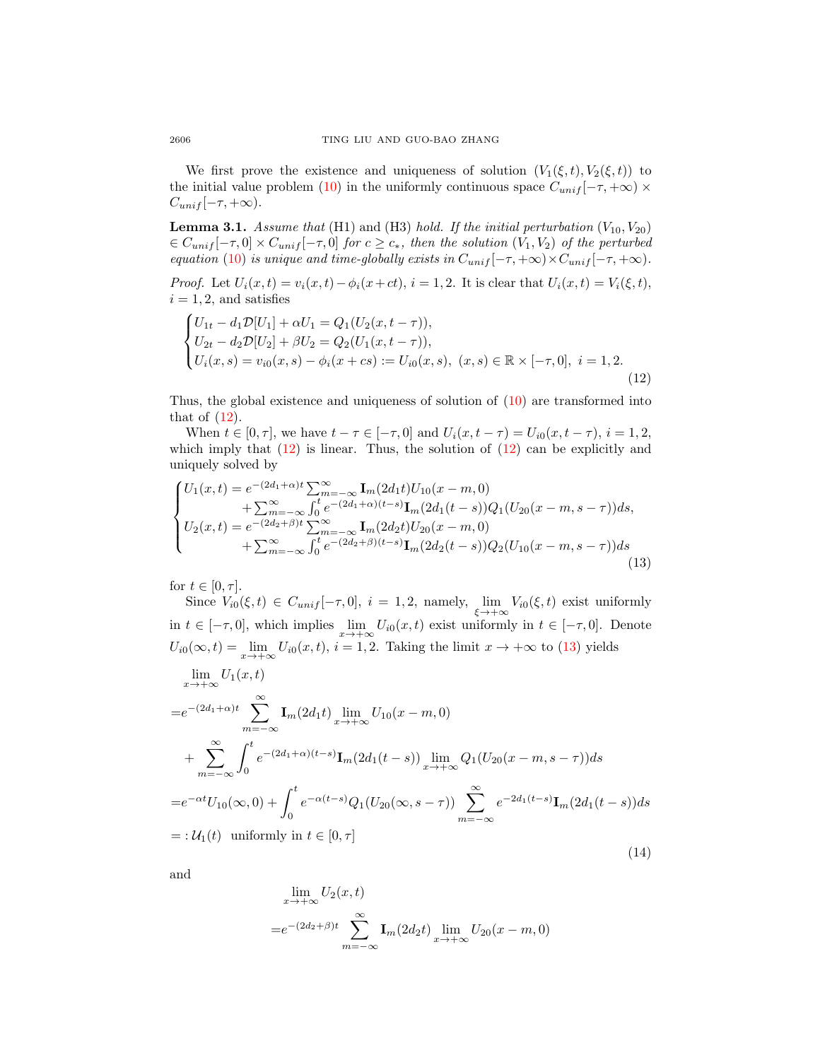We first prove the existence and uniqueness of solution $(V_1(\xi,t),V_2(\xi,t))$ to the initial value problem (10) in the uniformly continuous space $C_{unif}[-\tau,+\infty)\times C_{unif}[-\tau,+\infty)$.

**Lemma 3.1.** *Assume that* (H1) and (H3) *hold. If the initial perturbation* $(V_{10},V_{20})\in C_{unif}[-\tau,0]\times C_{unif}[-\tau,0]$ *for* $c\geq c_*$, *then the solution* $(V_1,V_2)$ *of the perturbed equation* (10) *is unique and time-globally exists in* $C_{unif}[-\tau,+\infty)\times C_{unif}[-\tau,+\infty)$.

*Proof.* Let $U_i(x,t)=v_i(x,t)-\phi_i(x+ct)$, $i=1,2$. It is clear that $U_i(x,t)=V_i(\xi,t)$, $i=1,2$, and satisfies

$$
\begin{cases}
U_{1t}-d_1\mathcal{D}[U_1]+\alpha U_1=Q_1(U_2(x,t-\tau)),\\
U_{2t}-d_2\mathcal{D}[U_2]+\beta U_2=Q_2(U_1(x,t-\tau)),\\
U_i(x,s)=v_{i0}(x,s)-\phi_i(x+cs):=U_{i0}(x,s),\ (x,s)\in\mathbb{R}\times[-\tau,0],\ i=1,2.
\end{cases}
\tag{12}
$$

Thus, the global existence and uniqueness of solution of (10) are transformed into that of (12).

When $t\in[0,\tau]$, we have $t-\tau\in[-\tau,0]$ and $U_i(x,t-\tau)=U_{i0}(x,t-\tau)$, $i=1,2$, which imply that (12) is linear. Thus, the solution of (12) can be explicitly and uniquely solved by

$$
\begin{cases}
U_1(x,t)=e^{-(2d_1+\alpha)t}\sum_{m=-\infty}^{\infty}\mathbf{I}_m(2d_1t)U_{10}(x-m,0)\\
\qquad\qquad+\sum_{m=-\infty}^{\infty}\int_0^t e^{-(2d_1+\alpha)(t-s)}\mathbf{I}_m(2d_1(t-s))Q_1(U_{20}(x-m,s-\tau))ds,\\
U_2(x,t)=e^{-(2d_2+\beta)t}\sum_{m=-\infty}^{\infty}\mathbf{I}_m(2d_2t)U_{20}(x-m,0)\\
\qquad\qquad+\sum_{m=-\infty}^{\infty}\int_0^t e^{-(2d_2+\beta)(t-s)}\mathbf{I}_m(2d_2(t-s))Q_2(U_{10}(x-m,s-\tau))ds
\end{cases}
\tag{13}
$$

for $t\in[0,\tau]$.

Since $V_{i0}(\xi,t)\in C_{unif}[-\tau,0]$, $i=1,2$, namely, $\lim_{\xi\to+\infty}V_{i0}(\xi,t)$ exist uniformly in $t\in[-\tau,0]$, which implies $\lim_{x\to+\infty}U_{i0}(x,t)$ exist uniformly in $t\in[-\tau,0]$. Denote $U_{i0}(\infty,t)=\lim_{x\to+\infty}U_{i0}(x,t)$, $i=1,2$. Taking the limit $x\to+\infty$ to (13) yields

$$
\begin{aligned}
&\lim_{x\to+\infty}U_1(x,t)\\
=&e^{-(2d_1+\alpha)t}\sum_{m=-\infty}^{\infty}\mathbf{I}_m(2d_1t)\lim_{x\to+\infty}U_{10}(x-m,0)\\
&+\sum_{m=-\infty}^{\infty}\int_0^t e^{-(2d_1+\alpha)(t-s)}\mathbf{I}_m(2d_1(t-s))\lim_{x\to+\infty}Q_1(U_{20}(x-m,s-\tau))ds\\
=&e^{-\alpha t}U_{10}(\infty,0)+\int_0^t e^{-\alpha(t-s)}Q_1(U_{20}(\infty,s-\tau))\sum_{m=-\infty}^{\infty}e^{-2d_1(t-s)}\mathbf{I}_m(2d_1(t-s))ds\\
=:&\,\mathcal{U}_1(t)\ \text{ uniformly in } t\in[0,\tau]
\end{aligned}
\tag{14}
$$

and

$$
\begin{aligned}
&\lim_{x\to+\infty}U_2(x,t)\\
=&e^{-(2d_2+\beta)t}\sum_{m=-\infty}^{\infty}\mathbf{I}_m(2d_2t)\lim_{x\to+\infty}U_{20}(x-m,0)
\end{aligned}
$$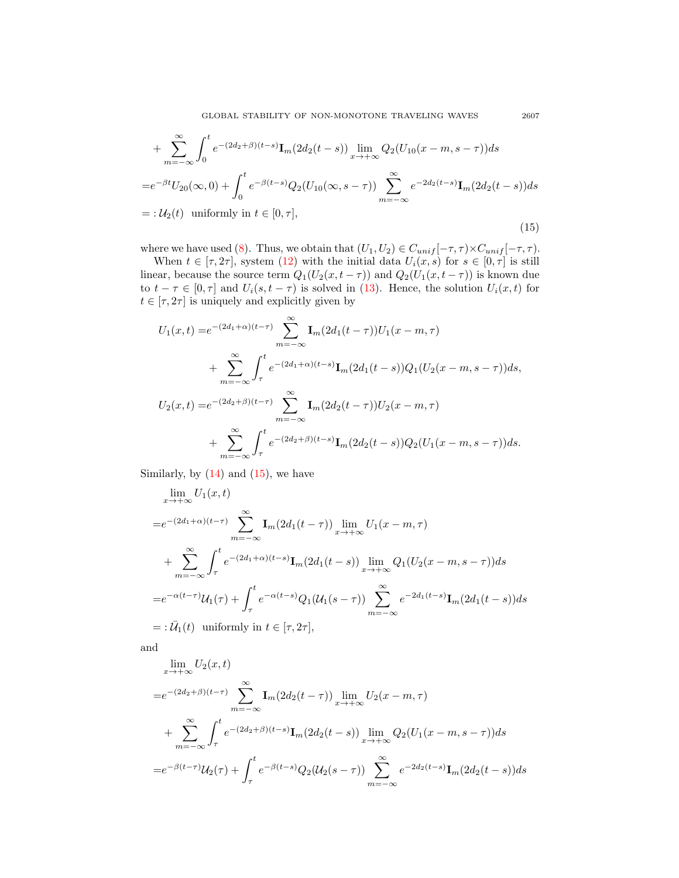$$
\begin{aligned}
&+\sum_{m=-\infty}^{\infty}\int_0^t e^{-(2d_2+\beta)(t-s)}\mathbf{I}_m(2d_2(t-s))\lim_{x\to+\infty}Q_2(U_{10}(x-m,s-\tau))ds\\
=&e^{-\beta t}U_{20}(\infty,0)+\int_0^t e^{-\beta(t-s)}Q_2(U_{10}(\infty,s-\tau))\sum_{m=-\infty}^{\infty}e^{-2d_2(t-s)}\mathbf{I}_m(2d_2(t-s))ds\\
=:&\,\mathcal{U}_2(t)\ \text{ uniformly in } t\in[0,\tau],
\end{aligned}
\tag{15}
$$

where we have used (8). Thus, we obtain that $(U_1,U_2)\in C_{unif}[-\tau,\tau]\times C_{unif}[-\tau,\tau]$.

When $t\in[\tau,2\tau]$, system (12) with the initial data $U_i(x,s)$ for $s\in[0,\tau]$ is still linear, because the source term $Q_1(U_2(x,t-\tau))$ and $Q_2(U_1(x,t-\tau))$ is known due to $t-\tau\in[0,\tau]$ and $U_i(s,t-\tau)$ is solved in (13). Hence, the solution $U_i(x,t)$ for $t\in[\tau,2\tau]$ is uniquely and explicitly given by

$$
\begin{aligned}
U_1(x,t)=&e^{-(2d_1+\alpha)(t-\tau)}\sum_{m=-\infty}^{\infty}\mathbf{I}_m(2d_1(t-\tau))U_1(x-m,\tau)\\
&+\sum_{m=-\infty}^{\infty}\int_\tau^t e^{-(2d_1+\alpha)(t-s)}\mathbf{I}_m(2d_1(t-s))Q_1(U_2(x-m,s-\tau))ds,\\
U_2(x,t)=&e^{-(2d_2+\beta)(t-\tau)}\sum_{m=-\infty}^{\infty}\mathbf{I}_m(2d_2(t-\tau))U_2(x-m,\tau)\\
&+\sum_{m=-\infty}^{\infty}\int_\tau^t e^{-(2d_2+\beta)(t-s)}\mathbf{I}_m(2d_2(t-s))Q_2(U_1(x-m,s-\tau))ds.
\end{aligned}
$$

Similarly, by (14) and (15), we have

$$
\begin{aligned}
&\lim_{x\to+\infty}U_1(x,t)\\
=&e^{-(2d_1+\alpha)(t-\tau)}\sum_{m=-\infty}^{\infty}\mathbf{I}_m(2d_1(t-\tau))\lim_{x\to+\infty}U_1(x-m,\tau)\\
&+\sum_{m=-\infty}^{\infty}\int_\tau^t e^{-(2d_1+\alpha)(t-s)}\mathbf{I}_m(2d_1(t-s))\lim_{x\to+\infty}Q_1(U_2(x-m,s-\tau))ds\\
=&e^{-\alpha(t-\tau)}\mathcal{U}_1(\tau)+\int_\tau^t e^{-\alpha(t-s)}Q_1(\mathcal{U}_1(s-\tau))\sum_{m=-\infty}^{\infty}e^{-2d_1(t-s)}\mathbf{I}_m(2d_1(t-s))ds\\
=:&\,\bar{\mathcal{U}}_1(t)\ \text{ uniformly in } t\in[\tau,2\tau],
\end{aligned}
$$

and

$$
\begin{aligned}
&\lim_{x\to+\infty}U_2(x,t)\\
=&e^{-(2d_2+\beta)(t-\tau)}\sum_{m=-\infty}^{\infty}\mathbf{I}_m(2d_2(t-\tau))\lim_{x\to+\infty}U_2(x-m,\tau)\\
&+\sum_{m=-\infty}^{\infty}\int_\tau^t e^{-(2d_2+\beta)(t-s)}\mathbf{I}_m(2d_2(t-s))\lim_{x\to+\infty}Q_2(U_1(x-m,s-\tau))ds\\
=&e^{-\beta(t-\tau)}\mathcal{U}_2(\tau)+\int_\tau^t e^{-\beta(t-s)}Q_2(\mathcal{U}_2(s-\tau))\sum_{m=-\infty}^{\infty}e^{-2d_2(t-s)}\mathbf{I}_m(2d_2(t-s))ds
\end{aligned}
$$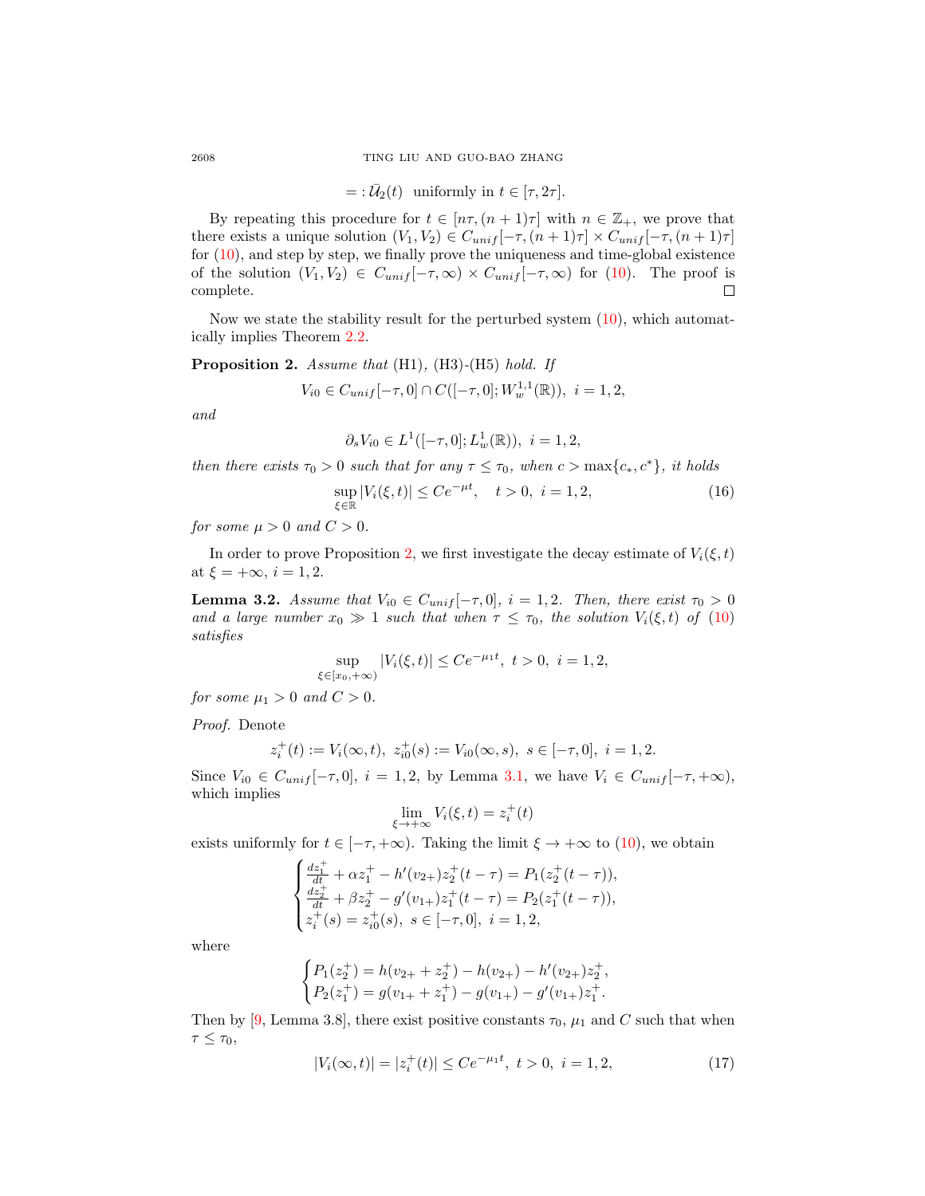$$=: \bar{\mathcal{U}}_2(t) \ \text{ uniformly in } t \in [\tau, 2\tau].$$

By repeating this procedure for $t \in [n\tau, (n+1)\tau]$ with $n \in \mathbb{Z}_+$, we prove that there exists a unique solution $(V_1, V_2) \in C_{unif}[-\tau, (n+1)\tau] \times C_{unif}[-\tau, (n+1)\tau]$ for (10), and step by step, we finally prove the uniqueness and time-global existence of the solution $(V_1, V_2) \in C_{unif}[-\tau, \infty) \times C_{unif}[-\tau, \infty)$ for (10). The proof is complete. □

Now we state the stability result for the perturbed system (10), which automatically implies Theorem 2.2.

**Proposition 2.** *Assume that* (H1), (H3)-(H5) *hold. If*

$$V_{i0} \in C_{unif}[-\tau, 0] \cap C([-\tau, 0]; W_w^{1,1}(\mathbb{R})), \ \ i = 1, 2,$$

*and*

$$\partial_s V_{i0} \in L^1([-\tau, 0]; L_w^1(\mathbb{R})), \ \ i = 1, 2,$$

*then there exists* $\tau_0 > 0$ *such that for any* $\tau \leq \tau_0$*, when* $c > \max\{c_*, c^*\}$*, it holds*

$$\sup_{\xi \in \mathbb{R}} |V_i(\xi, t)| \leq C e^{-\mu t}, \quad t > 0, \ i = 1, 2, \tag{16}$$

*for some* $\mu > 0$ *and* $C > 0$.

In order to prove Proposition 2, we first investigate the decay estimate of $V_i(\xi, t)$ at $\xi = +\infty$, $i = 1, 2$.

**Lemma 3.2.** *Assume that* $V_{i0} \in C_{unif}[-\tau, 0]$*,* $i = 1, 2$*. Then, there exist* $\tau_0 > 0$ *and a large number* $x_0 \gg 1$ *such that when* $\tau \leq \tau_0$*, the solution* $V_i(\xi, t)$ *of* (10) *satisfies*

$$\sup_{\xi \in [x_0, +\infty)} |V_i(\xi, t)| \leq C e^{-\mu_1 t}, \ t > 0, \ i = 1, 2,$$

*for some* $\mu_1 > 0$ *and* $C > 0$.

*Proof.* Denote

$$z_i^+(t) := V_i(\infty, t), \ z_{i0}^+(s) := V_{i0}(\infty, s), \ s \in [-\tau, 0], \ i = 1, 2.$$

Since $V_{i0} \in C_{unif}[-\tau, 0]$, $i = 1, 2$, by Lemma 3.1, we have $V_i \in C_{unif}[-\tau, +\infty)$, which implies

$$\lim_{\xi \to +\infty} V_i(\xi, t) = z_i^+(t)$$

exists uniformly for $t \in [-\tau, +\infty)$. Taking the limit $\xi \to +\infty$ to (10), we obtain

$$\begin{cases} \frac{dz_1^+}{dt} + \alpha z_1^+ - h'(v_{2+}) z_2^+(t-\tau) = P_1(z_2^+(t-\tau)), \\ \frac{dz_2^+}{dt} + \beta z_2^+ - g'(v_{1+}) z_1^+(t-\tau) = P_2(z_1^+(t-\tau)), \\ z_i^+(s) = z_{i0}^+(s), \ s \in [-\tau, 0], \ i = 1, 2, \end{cases}$$

where

$$\begin{cases} P_1(z_2^+) = h(v_{2+} + z_2^+) - h(v_{2+}) - h'(v_{2+}) z_2^+, \\ P_2(z_1^+) = g(v_{1+} + z_1^+) - g(v_{1+}) - g'(v_{1+}) z_1^+. \end{cases}$$

Then by [9, Lemma 3.8], there exist positive constants $\tau_0$, $\mu_1$ and $C$ such that when $\tau \leq \tau_0$,

$$|V_i(\infty, t)| = |z_i^+(t)| \leq C e^{-\mu_1 t}, \ t > 0, \ i = 1, 2, \tag{17}$$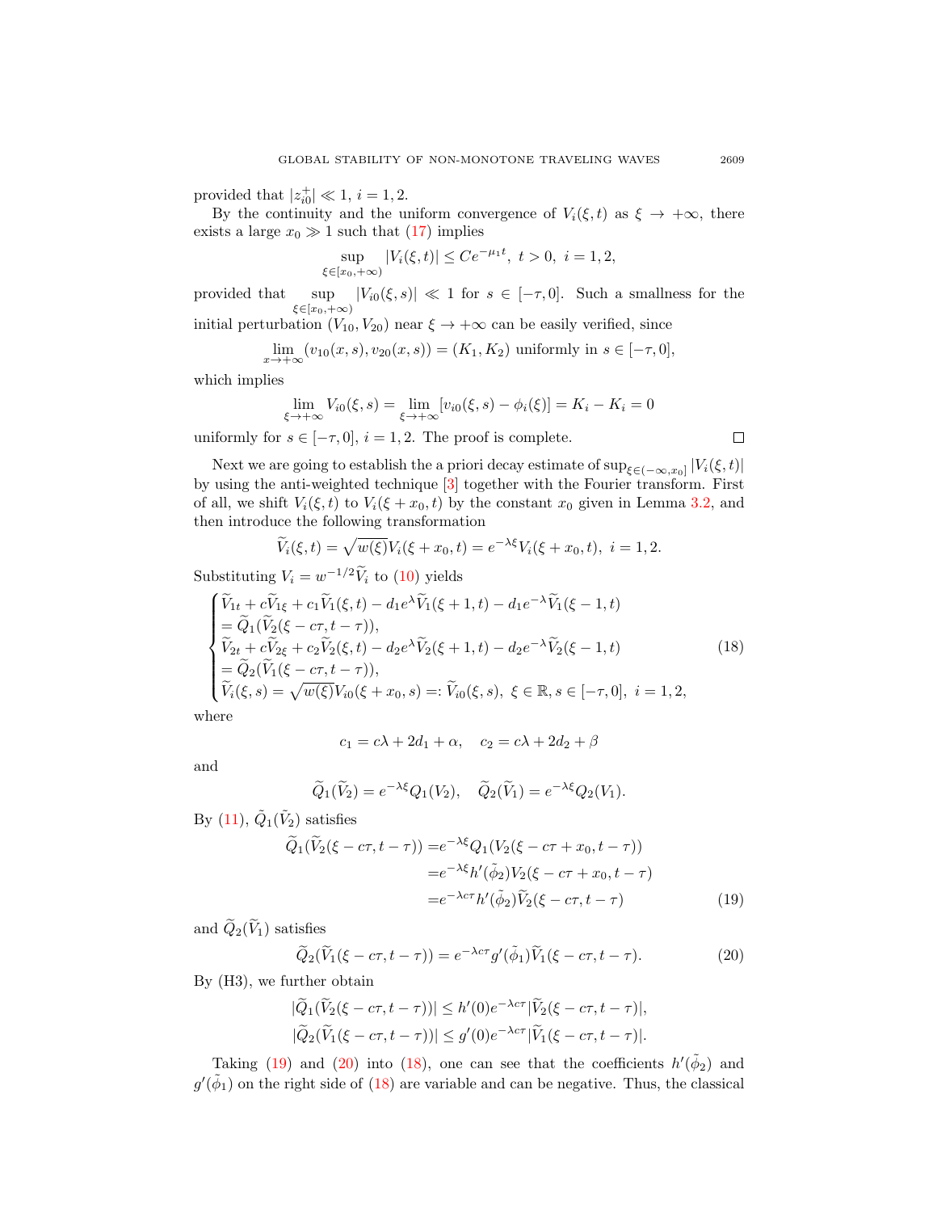provided that $|z_{i0}^+| \ll 1$, $i = 1, 2$.

By the continuity and the uniform convergence of $V_i(\xi, t)$ as $\xi \to +\infty$, there exists a large $x_0 \gg 1$ such that (17) implies

$$\sup_{\xi \in [x_0, +\infty)} |V_i(\xi, t)| \le Ce^{-\mu_1 t}, \ t > 0, \ i = 1, 2,$$

provided that $\sup_{\xi \in [x_0, +\infty)} |V_{i0}(\xi, s)| \ll 1$ for $s \in [-\tau, 0]$. Such a smallness for the initial perturbation $(V_{10}, V_{20})$ near $\xi \to +\infty$ can be easily verified, since

$$\lim_{x \to +\infty} (v_{10}(x, s), v_{20}(x, s)) = (K_1, K_2) \text{ uniformly in } s \in [-\tau, 0],$$

which implies

$$\lim_{\xi \to +\infty} V_{i0}(\xi, s) = \lim_{\xi \to +\infty} [v_{i0}(\xi, s) - \phi_i(\xi)] = K_i - K_i = 0$$

uniformly for $s \in [-\tau, 0]$, $i = 1, 2$. The proof is complete. ∎

Next we are going to establish the a priori decay estimate of $\sup_{\xi \in (-\infty, x_0]} |V_i(\xi, t)|$ by using the anti-weighted technique [3] together with the Fourier transform. First of all, we shift $V_i(\xi, t)$ to $V_i(\xi + x_0, t)$ by the constant $x_0$ given in Lemma 3.2, and then introduce the following transformation

$$\widetilde{V}_i(\xi, t) = \sqrt{w(\xi)} V_i(\xi + x_0, t) = e^{-\lambda \xi} V_i(\xi + x_0, t), \ i = 1, 2.$$

Substituting $V_i = w^{-1/2} \widetilde{V}_i$ to (10) yields

$$\begin{cases} \widetilde{V}_{1t} + c\widetilde{V}_{1\xi} + c_1 \widetilde{V}_1(\xi, t) - d_1 e^{\lambda} \widetilde{V}_1(\xi + 1, t) - d_1 e^{-\lambda} \widetilde{V}_1(\xi - 1, t) \\ = \widetilde{Q}_1(\widetilde{V}_2(\xi - c\tau, t - \tau)), \\ \widetilde{V}_{2t} + c\widetilde{V}_{2\xi} + c_2 \widetilde{V}_2(\xi, t) - d_2 e^{\lambda} \widetilde{V}_2(\xi + 1, t) - d_2 e^{-\lambda} \widetilde{V}_2(\xi - 1, t) \\ = \widetilde{Q}_2(\widetilde{V}_1(\xi - c\tau, t - \tau)), \\ \widetilde{V}_i(\xi, s) = \sqrt{w(\xi)} V_{i0}(\xi + x_0, s) =: \widetilde{V}_{i0}(\xi, s), \ \xi \in \mathbb{R}, s \in [-\tau, 0], \ i = 1, 2, \end{cases} \tag{18}$$

where

$$c_1 = c\lambda + 2d_1 + \alpha, \quad c_2 = c\lambda + 2d_2 + \beta$$

and

$$\widetilde{Q}_1(\widetilde{V}_2) = e^{-\lambda \xi} Q_1(V_2), \quad \widetilde{Q}_2(\widetilde{V}_1) = e^{-\lambda \xi} Q_2(V_1).$$

By (11), $\tilde{Q}_1(\tilde{V}_2)$ satisfies

$$\begin{aligned} \widetilde{Q}_1(\widetilde{V}_2(\xi - c\tau, t - \tau)) &= e^{-\lambda \xi} Q_1(V_2(\xi - c\tau + x_0, t - \tau)) \\ &= e^{-\lambda \xi} h'(\tilde{\phi}_2) V_2(\xi - c\tau + x_0, t - \tau) \\ &= e^{-\lambda c\tau} h'(\tilde{\phi}_2) \widetilde{V}_2(\xi - c\tau, t - \tau) \end{aligned} \tag{19}$$

and $\widetilde{Q}_2(\widetilde{V}_1)$ satisfies

$$\widetilde{Q}_2(\widetilde{V}_1(\xi - c\tau, t - \tau)) = e^{-\lambda c\tau} g'(\tilde{\phi}_1) \widetilde{V}_1(\xi - c\tau, t - \tau). \tag{20}$$

By (H3), we further obtain

$$\begin{aligned} |\widetilde{Q}_1(\widetilde{V}_2(\xi - c\tau, t - \tau))| &\le h'(0) e^{-\lambda c\tau} |\widetilde{V}_2(\xi - c\tau, t - \tau)|, \\ |\widetilde{Q}_2(\widetilde{V}_1(\xi - c\tau, t - \tau))| &\le g'(0) e^{-\lambda c\tau} |\widetilde{V}_1(\xi - c\tau, t - \tau)|. \end{aligned}$$

Taking (19) and (20) into (18), one can see that the coefficients $h'(\tilde{\phi}_2)$ and $g'(\tilde{\phi}_1)$ on the right side of (18) are variable and can be negative. Thus, the classical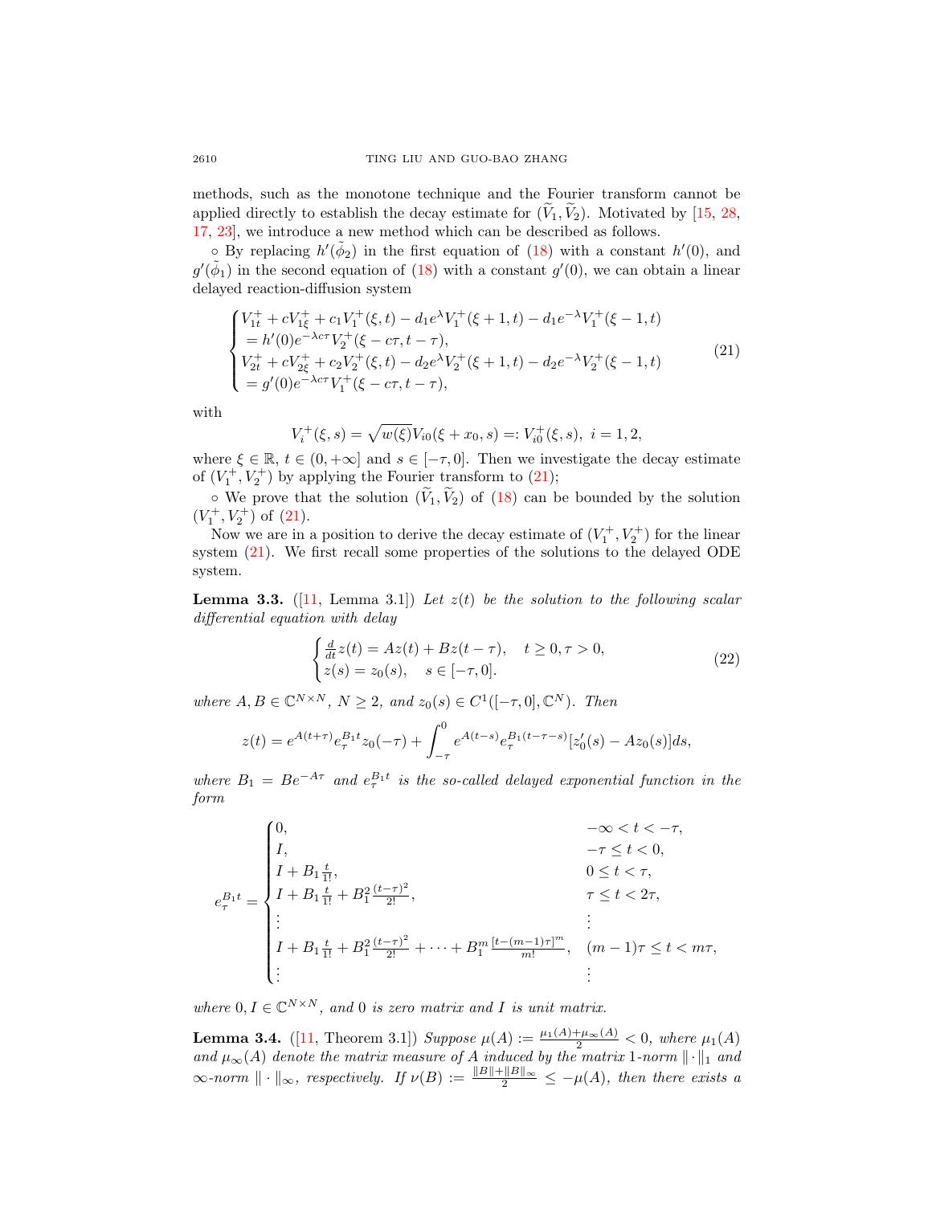methods, such as the monotone technique and the Fourier transform cannot be applied directly to establish the decay estimate for $(\widetilde{V}_1, \widetilde{V}_2)$. Motivated by [15, 28, 17, 23], we introduce a new method which can be described as follows.

∘ By replacing $h'(\tilde{\phi}_2)$ in the first equation of (18) with a constant $h'(0)$, and $g'(\tilde{\phi}_1)$ in the second equation of (18) with a constant $g'(0)$, we can obtain a linear delayed reaction-diffusion system

$$
\begin{cases}
V_{1t}^+ + cV_{1\xi}^+ + c_1V_1^+(\xi,t) - d_1e^{\lambda}V_1^+(\xi+1,t) - d_1e^{-\lambda}V_1^+(\xi-1,t) \\
\quad = h'(0)e^{-\lambda c\tau}V_2^+(\xi - c\tau, t-\tau), \\
V_{2t}^+ + cV_{2\xi}^+ + c_2V_2^+(\xi,t) - d_2e^{\lambda}V_2^+(\xi+1,t) - d_2e^{-\lambda}V_2^+(\xi-1,t) \\
\quad = g'(0)e^{-\lambda c\tau}V_1^+(\xi - c\tau, t-\tau),
\end{cases}
\tag{21}
$$

with

$$
V_i^+(\xi, s) = \sqrt{w(\xi)}V_{i0}(\xi + x_0, s) =: V_{i0}^+(\xi, s),\ i = 1, 2,
$$

where $\xi \in \mathbb{R}$, $t \in (0, +\infty]$ and $s \in [-\tau, 0]$. Then we investigate the decay estimate of $(V_1^+, V_2^+)$ by applying the Fourier transform to (21);

∘ We prove that the solution $(\widetilde{V}_1, \widetilde{V}_2)$ of (18) can be bounded by the solution $(V_1^+, V_2^+)$ of (21).

Now we are in a position to derive the decay estimate of $(V_1^+, V_2^+)$ for the linear system (21). We first recall some properties of the solutions to the delayed ODE system.

**Lemma 3.3.** ([11, Lemma 3.1]) *Let $z(t)$ be the solution to the following scalar differential equation with delay*

$$
\begin{cases}
\frac{d}{dt}z(t) = Az(t) + Bz(t-\tau), \quad t \geq 0, \tau > 0, \\
z(s) = z_0(s), \quad s \in [-\tau, 0].
\end{cases}
\tag{22}
$$

*where $A, B \in \mathbb{C}^{N\times N}$, $N \geq 2$, and $z_0(s) \in C^1([-\tau, 0], \mathbb{C}^N)$. Then*

$$
z(t) = e^{A(t+\tau)}e_\tau^{B_1t}z_0(-\tau) + \int_{-\tau}^0 e^{A(t-s)}e_\tau^{B_1(t-\tau-s)}[z_0'(s) - Az_0(s)]ds,
$$

*where $B_1 = Be^{-A\tau}$ and $e_\tau^{B_1t}$ is the so-called delayed exponential function in the form*

$$
e_\tau^{B_1t} =
\begin{cases}
0, & -\infty < t < -\tau, \\
I, & -\tau \leq t < 0, \\
I + B_1\frac{t}{1!}, & 0 \leq t < \tau, \\
I + B_1\frac{t}{1!} + B_1^2\frac{(t-\tau)^2}{2!}, & \tau \leq t < 2\tau, \\
\vdots & \vdots \\
I + B_1\frac{t}{1!} + B_1^2\frac{(t-\tau)^2}{2!} + \cdots + B_1^m\frac{[t-(m-1)\tau]^m}{m!}, & (m-1)\tau \leq t < m\tau, \\
\vdots & \vdots
\end{cases}
$$

*where $0, I \in \mathbb{C}^{N\times N}$, and $0$ is zero matrix and $I$ is unit matrix.*

**Lemma 3.4.** ([11, Theorem 3.1]) *Suppose $\mu(A) := \frac{\mu_1(A)+\mu_\infty(A)}{2} < 0$, where $\mu_1(A)$ and $\mu_\infty(A)$ denote the matrix measure of $A$ induced by the matrix 1-norm $\|\cdot\|_1$ and $\infty$-norm $\|\cdot\|_\infty$, respectively. If $\nu(B) := \frac{\|B\|+\|B\|_\infty}{2} \leq -\mu(A)$, then there exists a*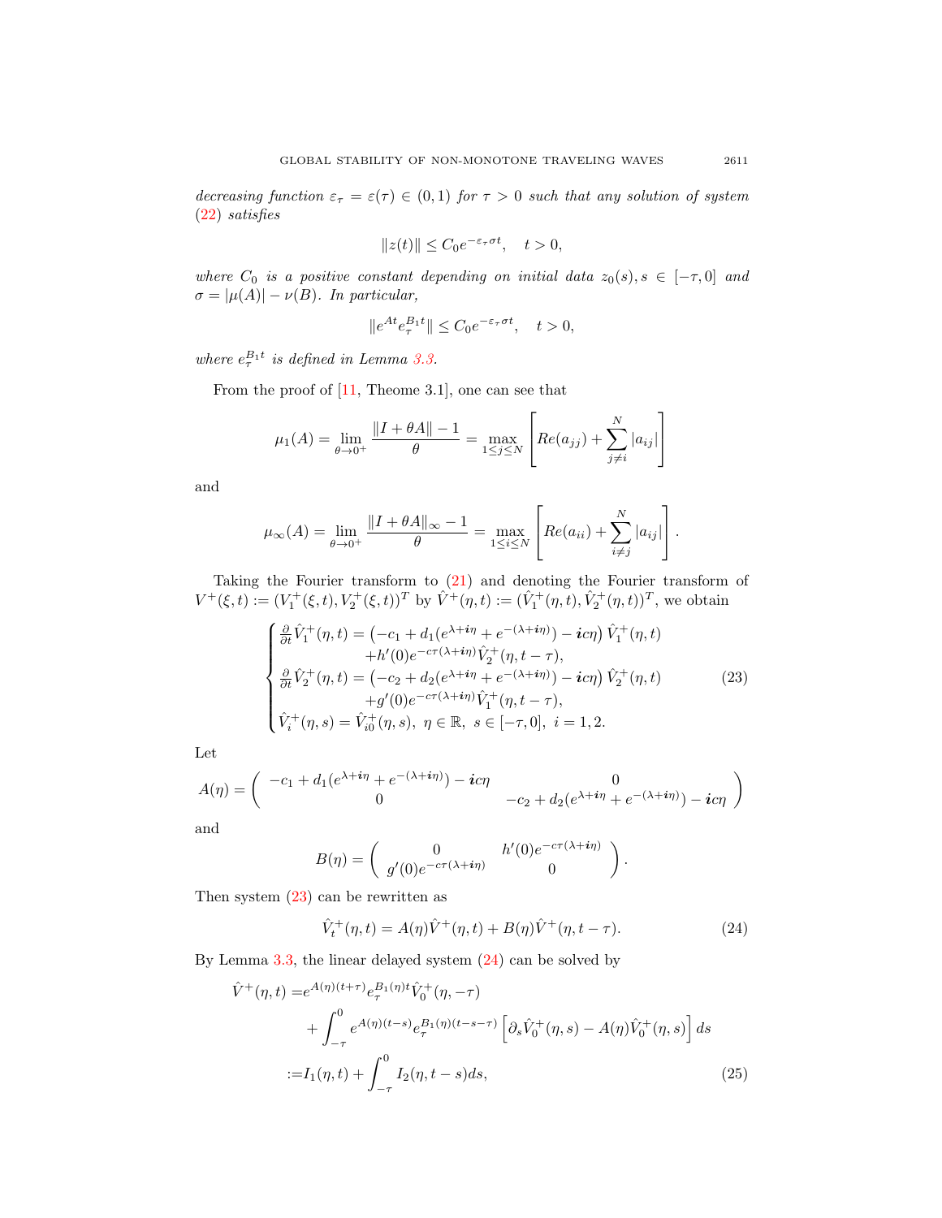*decreasing function $\varepsilon_\tau = \varepsilon(\tau) \in (0,1)$ for $\tau > 0$ such that any solution of system (22) satisfies*

$$\|z(t)\| \le C_0 e^{-\varepsilon_\tau \sigma t}, \quad t > 0,$$

*where $C_0$ is a positive constant depending on initial data $z_0(s), s \in [-\tau, 0]$ and $\sigma = |\mu(A)| - \nu(B)$. In particular,*

$$\|e^{At} e_\tau^{B_1 t}\| \le C_0 e^{-\varepsilon_\tau \sigma t}, \quad t > 0,$$

*where $e_\tau^{B_1 t}$ is defined in Lemma 3.3.*

From the proof of [11, Theome 3.1], one can see that

$$\mu_1(A) = \lim_{\theta \to 0^+} \frac{\|I + \theta A\| - 1}{\theta} = \max_{1 \le j \le N} \left[ Re(a_{jj}) + \sum_{j \ne i}^{N} |a_{ij}| \right]$$

and

$$\mu_\infty(A) = \lim_{\theta \to 0^+} \frac{\|I + \theta A\|_\infty - 1}{\theta} = \max_{1 \le i \le N} \left[ Re(a_{ii}) + \sum_{i \ne j}^{N} |a_{ij}| \right].$$

Taking the Fourier transform to (21) and denoting the Fourier transform of $V^+(\xi, t) := (V_1^+(\xi, t), V_2^+(\xi, t))^T$ by $\hat{V}^+(\eta, t) := (\hat{V}_1^+(\eta, t), \hat{V}_2^+(\eta, t))^T$, we obtain

$$\begin{cases} \frac{\partial}{\partial t} \hat{V}_1^+(\eta, t) = \left(-c_1 + d_1(e^{\lambda + i\eta} + e^{-(\lambda + i\eta)}) - icη\right) \hat{V}_1^+(\eta, t) \\ \qquad\qquad + h'(0) e^{-c\tau(\lambda + i\eta)} \hat{V}_2^+(\eta, t - \tau), \\ \frac{\partial}{\partial t} \hat{V}_2^+(\eta, t) = \left(-c_2 + d_2(e^{\lambda + i\eta} + e^{-(\lambda + i\eta)}) - icη\right) \hat{V}_2^+(\eta, t) \\ \qquad\qquad + g'(0) e^{-c\tau(\lambda + i\eta)} \hat{V}_1^+(\eta, t - \tau), \\ \hat{V}_i^+(\eta, s) = \hat{V}_{i0}^+(\eta, s), \ \eta \in \mathbb{R}, \ s \in [-\tau, 0], \ i = 1, 2. \end{cases} \tag{23}$$

Let

$$A(\eta) = \begin{pmatrix} -c_1 + d_1(e^{\lambda + i\eta} + e^{-(\lambda + i\eta)}) - icη & 0 \\ 0 & -c_2 + d_2(e^{\lambda + i\eta} + e^{-(\lambda + i\eta)}) - icη \end{pmatrix}$$

and

$$B(\eta) = \begin{pmatrix} 0 & h'(0) e^{-c\tau(\lambda + i\eta)} \\ g'(0) e^{-c\tau(\lambda + i\eta)} & 0 \end{pmatrix}.$$

Then system (23) can be rewritten as

$$\hat{V}_t^+(\eta, t) = A(\eta) \hat{V}^+(\eta, t) + B(\eta) \hat{V}^+(\eta, t - \tau). \tag{24}$$

By Lemma 3.3, the linear delayed system (24) can be solved by

$$\begin{aligned} \hat{V}^+(\eta, t) =& e^{A(\eta)(t+\tau)} e_\tau^{B_1(\eta) t} \hat{V}_0^+(\eta, -\tau) \\ &+ \int_{-\tau}^{0} e^{A(\eta)(t-s)} e_\tau^{B_1(\eta)(t-s-\tau)} \left[ \partial_s \hat{V}_0^+(\eta, s) - A(\eta) \hat{V}_0^+(\eta, s) \right] ds \\ :=& I_1(\eta, t) + \int_{-\tau}^{0} I_2(\eta, t - s) ds, \end{aligned} \tag{25}$$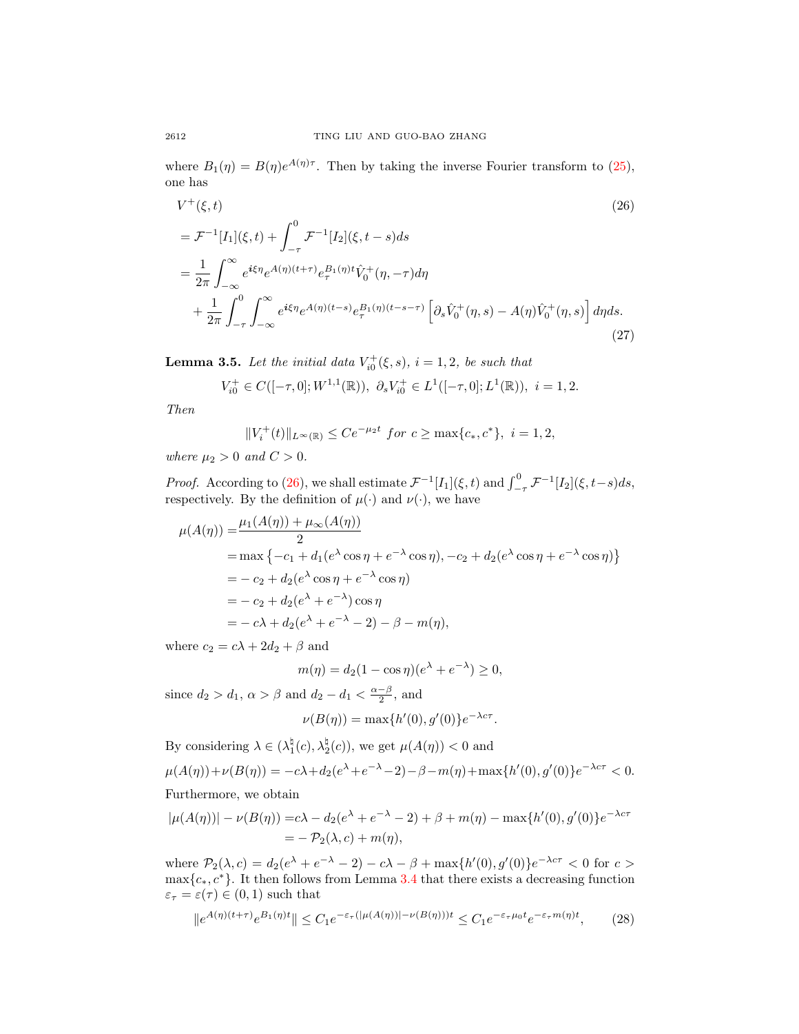where $B_1(\eta) = B(\eta)e^{A(\eta)\tau}$. Then by taking the inverse Fourier transform to (25), one has

$$
\begin{aligned}
& V^+(\xi, t) && (26) \\
&= \mathcal{F}^{-1}[I_1](\xi, t) + \int_{-\tau}^{0} \mathcal{F}^{-1}[I_2](\xi, t-s)ds \\
&= \frac{1}{2\pi}\int_{-\infty}^{\infty} e^{i\xi\eta} e^{A(\eta)(t+\tau)} e_\tau^{B_1(\eta)t} \hat{V}_0^+(\eta, -\tau)d\eta \\
&\quad + \frac{1}{2\pi}\int_{-\tau}^{0}\int_{-\infty}^{\infty} e^{i\xi\eta} e^{A(\eta)(t-s)} e_\tau^{B_1(\eta)(t-s-\tau)} \left[\partial_s \hat{V}_0^+(\eta, s) - A(\eta)\hat{V}_0^+(\eta, s)\right] d\eta ds. && (27)
\end{aligned}
$$

**Lemma 3.5.** *Let the initial data $V_{i0}^+(\xi, s)$, $i = 1, 2$, be such that*

$$V_{i0}^+ \in C([-\tau, 0]; W^{1,1}(\mathbb{R})),\ \partial_s V_{i0}^+ \in L^1([-\tau, 0]; L^1(\mathbb{R})),\ i = 1, 2.$$

*Then*

$$\|V_i^+(t)\|_{L^\infty(\mathbb{R})} \leq Ce^{-\mu_2 t} \ \textit{for}\ c \geq \max\{c_*, c^*\},\ i = 1, 2,$$

*where $\mu_2 > 0$ and $C > 0$.*

*Proof.* According to (26), we shall estimate $\mathcal{F}^{-1}[I_1](\xi, t)$ and $\int_{-\tau}^0 \mathcal{F}^{-1}[I_2](\xi, t-s)ds$, respectively. By the definition of $\mu(\cdot)$ and $\nu(\cdot)$, we have

$$
\begin{aligned}
\mu(A(\eta)) &= \frac{\mu_1(A(\eta)) + \mu_\infty(A(\eta))}{2} \\
&= \max\left\{-c_1 + d_1(e^\lambda \cos\eta + e^{-\lambda}\cos\eta), -c_2 + d_2(e^\lambda \cos\eta + e^{-\lambda}\cos\eta)\right\} \\
&= -c_2 + d_2(e^\lambda \cos\eta + e^{-\lambda}\cos\eta) \\
&= -c_2 + d_2(e^\lambda + e^{-\lambda})\cos\eta \\
&= -c\lambda + d_2(e^\lambda + e^{-\lambda} - 2) - \beta - m(\eta),
\end{aligned}
$$

where $c_2 = c\lambda + 2d_2 + \beta$ and

$$m(\eta) = d_2(1 - \cos\eta)(e^\lambda + e^{-\lambda}) \geq 0,$$

since $d_2 > d_1$, $\alpha > \beta$ and $d_2 - d_1 < \frac{\alpha - \beta}{2}$, and

$$\nu(B(\eta)) = \max\{h'(0), g'(0)\}e^{-\lambda c\tau}.$$

By considering $\lambda \in (\lambda_1^\natural(c), \lambda_2^\natural(c))$, we get $\mu(A(\eta)) < 0$ and

$$\mu(A(\eta)) + \nu(B(\eta)) = -c\lambda + d_2(e^\lambda + e^{-\lambda} - 2) - \beta - m(\eta) + \max\{h'(0), g'(0)\}e^{-\lambda c\tau} < 0.$$

Furthermore, we obtain

$$
\begin{aligned}
|\mu(A(\eta))| - \nu(B(\eta)) &= c\lambda - d_2(e^\lambda + e^{-\lambda} - 2) + \beta + m(\eta) - \max\{h'(0), g'(0)\}e^{-\lambda c\tau} \\
&= -\mathcal{P}_2(\lambda, c) + m(\eta),
\end{aligned}
$$

where $\mathcal{P}_2(\lambda, c) = d_2(e^\lambda + e^{-\lambda} - 2) - c\lambda - \beta + \max\{h'(0), g'(0)\}e^{-\lambda c\tau} < 0$ for $c > \max\{c_*, c^*\}$. It then follows from Lemma 3.4 that there exists a decreasing function $\varepsilon_\tau = \varepsilon(\tau) \in (0, 1)$ such that

$$\|e^{A(\eta)(t+\tau)} e^{B_1(\eta)t}\| \leq C_1 e^{-\varepsilon_\tau(|\mu(A(\eta))| - \nu(B(\eta)))t} \leq C_1 e^{-\varepsilon_\tau \mu_0 t} e^{-\varepsilon_\tau m(\eta)t}, \qquad (28)$$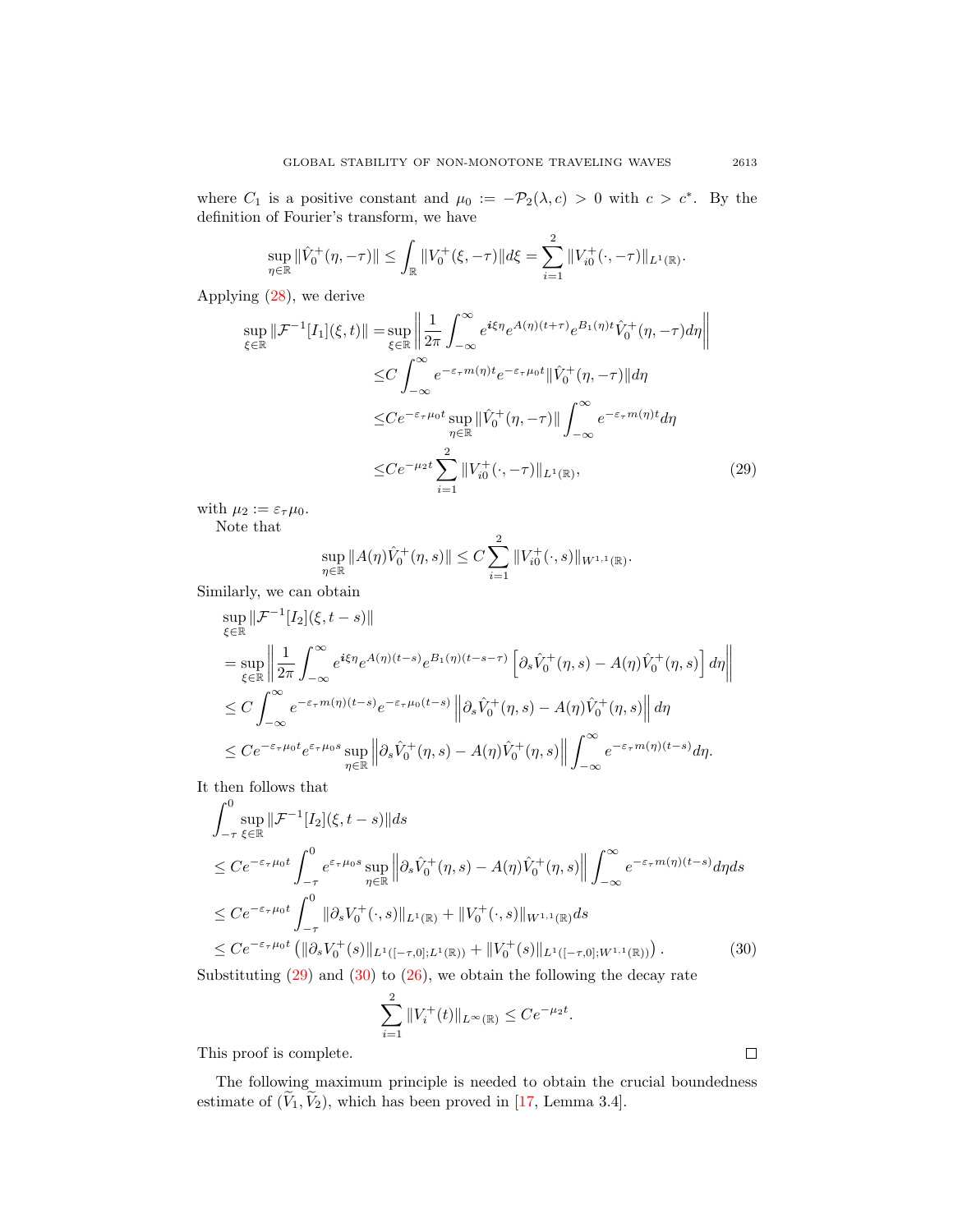where $C_1$ is a positive constant and $\mu_0 := -\mathcal{P}_2(\lambda, c) > 0$ with $c > c^*$. By the definition of Fourier's transform, we have

$$\sup_{\eta\in\mathbb{R}} \|\hat{V}_0^+(\eta, -\tau)\| \le \int_{\mathbb{R}} \|V_0^+(\xi, -\tau)\| d\xi = \sum_{i=1}^{2} \|V_{i0}^+(\cdot, -\tau)\|_{L^1(\mathbb{R})}.$$

Applying (28), we derive

$$\begin{aligned}
\sup_{\xi\in\mathbb{R}} \|\mathcal{F}^{-1}[I_1](\xi, t)\| =& \sup_{\xi\in\mathbb{R}} \left\| \frac{1}{2\pi} \int_{-\infty}^{\infty} e^{\boldsymbol{i}\xi\eta} e^{A(\eta)(t+\tau)} e^{B_1(\eta)t} \hat{V}_0^+(\eta, -\tau) d\eta \right\| \\
\le& C \int_{-\infty}^{\infty} e^{-\varepsilon_\tau m(\eta)t} e^{-\varepsilon_\tau \mu_0 t} \|\hat{V}_0^+(\eta, -\tau)\| d\eta \\
\le& C e^{-\varepsilon_\tau \mu_0 t} \sup_{\eta\in\mathbb{R}} \|\hat{V}_0^+(\eta, -\tau)\| \int_{-\infty}^{\infty} e^{-\varepsilon_\tau m(\eta)t} d\eta \\
\le& C e^{-\mu_2 t} \sum_{i=1}^{2} \|V_{i0}^+(\cdot, -\tau)\|_{L^1(\mathbb{R})},
\end{aligned} \tag{29}$$

with $\mu_2 := \varepsilon_\tau \mu_0$.

Note that

$$\sup_{\eta\in\mathbb{R}} \|A(\eta)\hat{V}_0^+(\eta, s)\| \le C \sum_{i=1}^{2} \|V_{i0}^+(\cdot, s)\|_{W^{1,1}(\mathbb{R})}.$$

Similarly, we can obtain

$$\begin{aligned}
&\sup_{\xi\in\mathbb{R}} \|\mathcal{F}^{-1}[I_2](\xi, t-s)\| \\
&= \sup_{\xi\in\mathbb{R}} \left\| \frac{1}{2\pi} \int_{-\infty}^{\infty} e^{\boldsymbol{i}\xi\eta} e^{A(\eta)(t-s)} e^{B_1(\eta)(t-s-\tau)} \left[ \partial_s \hat{V}_0^+(\eta, s) - A(\eta)\hat{V}_0^+(\eta, s) \right] d\eta \right\| \\
&\le C \int_{-\infty}^{\infty} e^{-\varepsilon_\tau m(\eta)(t-s)} e^{-\varepsilon_\tau \mu_0 (t-s)} \left\| \partial_s \hat{V}_0^+(\eta, s) - A(\eta)\hat{V}_0^+(\eta, s) \right\| d\eta \\
&\le C e^{-\varepsilon_\tau \mu_0 t} e^{\varepsilon_\tau \mu_0 s} \sup_{\eta\in\mathbb{R}} \left\| \partial_s \hat{V}_0^+(\eta, s) - A(\eta)\hat{V}_0^+(\eta, s) \right\| \int_{-\infty}^{\infty} e^{-\varepsilon_\tau m(\eta)(t-s)} d\eta.
\end{aligned}$$

It then follows that

$$\begin{aligned}
&\int_{-\tau}^{0} \sup_{\xi\in\mathbb{R}} \|\mathcal{F}^{-1}[I_2](\xi, t-s)\| ds \\
&\le C e^{-\varepsilon_\tau \mu_0 t} \int_{-\tau}^{0} e^{\varepsilon_\tau \mu_0 s} \sup_{\eta\in\mathbb{R}} \left\| \partial_s \hat{V}_0^+(\eta, s) - A(\eta)\hat{V}_0^+(\eta, s) \right\| \int_{-\infty}^{\infty} e^{-\varepsilon_\tau m(\eta)(t-s)} d\eta ds \\
&\le C e^{-\varepsilon_\tau \mu_0 t} \int_{-\tau}^{0} \|\partial_s V_0^+(\cdot, s)\|_{L^1(\mathbb{R})} + \|V_0^+(\cdot, s)\|_{W^{1,1}(\mathbb{R})} ds \\
&\le C e^{-\varepsilon_\tau \mu_0 t} \left( \|\partial_s V_0^+(s)\|_{L^1([-\tau,0];L^1(\mathbb{R}))} + \|V_0^+(s)\|_{L^1([-\tau,0];W^{1,1}(\mathbb{R}))} \right).
\end{aligned} \tag{30}$$

Substituting (29) and (30) to (26), we obtain the following the decay rate

$$\sum_{i=1}^{2} \|V_i^+(t)\|_{L^\infty(\mathbb{R})} \le C e^{-\mu_2 t}.$$

This proof is complete. $\square$

The following maximum principle is needed to obtain the crucial boundedness estimate of $(\widetilde{V}_1, \widetilde{V}_2)$, which has been proved in [17, Lemma 3.4].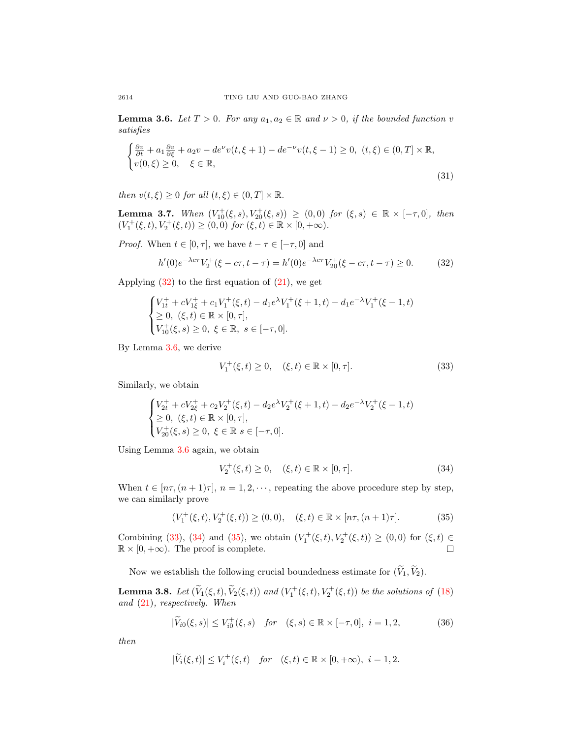**Lemma 3.6.** *Let $T > 0$. For any $a_1, a_2 \in \mathbb{R}$ and $\nu > 0$, if the bounded function $v$ satisfies*

$$\begin{cases} \frac{\partial v}{\partial t} + a_1 \frac{\partial v}{\partial \xi} + a_2 v - de^{\nu} v(t, \xi+1) - de^{-\nu} v(t, \xi - 1) \geq 0, \ (t, \xi) \in (0, T] \times \mathbb{R}, \\ v(0, \xi) \geq 0, \quad \xi \in \mathbb{R}, \end{cases} \tag{31}$$

*then $v(t, \xi) \geq 0$ for all $(t, \xi) \in (0, T] \times \mathbb{R}$.*

**Lemma 3.7.** *When $(V_{10}^+(\xi, s), V_{20}^+(\xi, s)) \geq (0, 0)$ for $(\xi, s) \in \mathbb{R} \times [-\tau, 0]$, then $(V_1^+(\xi, t), V_2^+(\xi, t)) \geq (0, 0)$ for $(\xi, t) \in \mathbb{R} \times [0, +\infty)$.*

*Proof.* When $t \in [0, \tau]$, we have $t - \tau \in [-\tau, 0]$ and

$$h'(0) e^{-\lambda c \tau} V_2^+(\xi - c\tau, t - \tau) = h'(0) e^{-\lambda c \tau} V_{20}^+(\xi - c\tau, t - \tau) \geq 0. \tag{32}$$

Applying (32) to the first equation of (21), we get

$$\begin{cases} V_{1t}^+ + cV_{1\xi}^+ + c_1 V_1^+(\xi, t) - d_1 e^{\lambda} V_1^+(\xi + 1, t) - d_1 e^{-\lambda} V_1^+(\xi - 1, t) \\ \geq 0, \ (\xi, t) \in \mathbb{R} \times [0, \tau], \\ V_{10}^+(\xi, s) \geq 0, \ \xi \in \mathbb{R}, \ s \in [-\tau, 0]. \end{cases}$$

By Lemma 3.6, we derive

$$V_1^+(\xi, t) \geq 0, \quad (\xi, t) \in \mathbb{R} \times [0, \tau]. \tag{33}$$

Similarly, we obtain

$$\begin{cases} V_{2t}^+ + cV_{2\xi}^+ + c_2 V_2^+(\xi, t) - d_2 e^{\lambda} V_2^+(\xi + 1, t) - d_2 e^{-\lambda} V_2^+(\xi - 1, t) \\ \geq 0, \ (\xi, t) \in \mathbb{R} \times [0, \tau], \\ V_{20}^+(\xi, s) \geq 0, \ \xi \in \mathbb{R} \ s \in [-\tau, 0]. \end{cases}$$

Using Lemma 3.6 again, we obtain

$$V_2^+(\xi, t) \geq 0, \quad (\xi, t) \in \mathbb{R} \times [0, \tau]. \tag{34}$$

When $t \in [n\tau, (n+1)\tau]$, $n = 1, 2, \cdots$, repeating the above procedure step by step, we can similarly prove

$$(V_1^+(\xi, t), V_2^+(\xi, t)) \geq (0, 0), \quad (\xi, t) \in \mathbb{R} \times [n\tau, (n+1)\tau]. \tag{35}$$

Combining (33), (34) and (35), we obtain $(V_1^+(\xi, t), V_2^+(\xi, t)) \geq (0, 0)$ for $(\xi, t) \in \mathbb{R} \times [0, +\infty)$. The proof is complete. $\square$

Now we establish the following crucial boundedness estimate for $(\widetilde{V}_1, \widetilde{V}_2)$.

**Lemma 3.8.** *Let $(\widetilde{V}_1(\xi, t), \widetilde{V}_2(\xi, t))$ and $(V_1^+(\xi, t), V_2^+(\xi, t))$ be the solutions of (18) and (21), respectively. When*

$$|\widetilde{V}_{i0}(\xi, s)| \leq V_{i0}^+(\xi, s) \quad \textit{for} \quad (\xi, s) \in \mathbb{R} \times [-\tau, 0], \ i = 1, 2, \tag{36}$$

*then*

$$|\widetilde{V}_i(\xi, t)| \leq V_i^+(\xi, t) \quad \textit{for} \quad (\xi, t) \in \mathbb{R} \times [0, +\infty), \ i = 1, 2.$$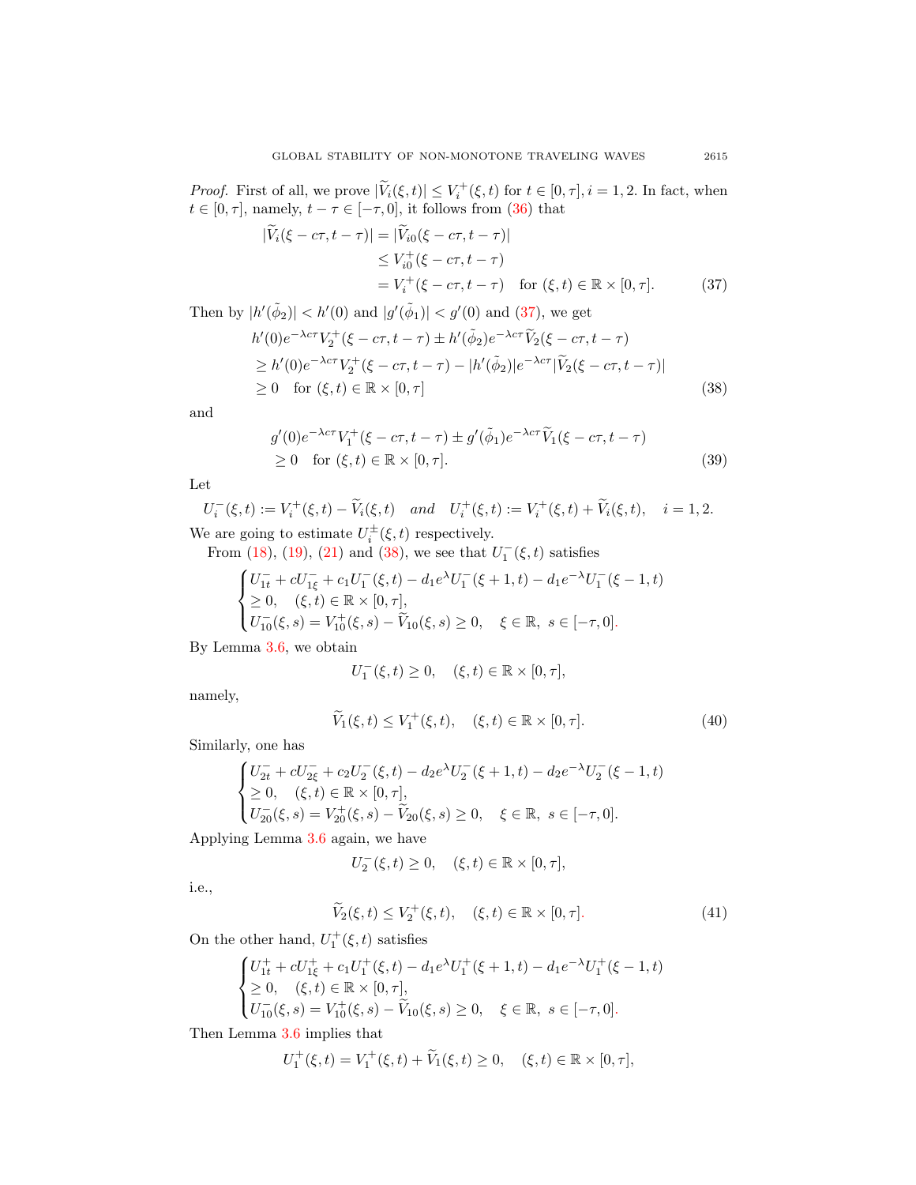*Proof.* First of all, we prove $|\widetilde{V}_i(\xi,t)| \le V_i^+(\xi,t)$ for $t\in[0,\tau], i=1,2$. In fact, when $t\in[0,\tau]$, namely, $t-\tau\in[-\tau,0]$, it follows from (36) that

$$
\begin{aligned}
|\widetilde{V}_i(\xi-c\tau,t-\tau)| &= |\widetilde{V}_{i0}(\xi-c\tau,t-\tau)| \\
&\le V_{i0}^+(\xi-c\tau,t-\tau) \\
&= V_i^+(\xi-c\tau,t-\tau) \quad \text{for } (\xi,t)\in\mathbb{R}\times[0,\tau]. \qquad (37)
\end{aligned}
$$

Then by $|h'(\tilde{\phi}_2)|<h'(0)$ and $|g'(\tilde{\phi}_1)|<g'(0)$ and (37), we get

$$
\begin{aligned}
& h'(0)e^{-\lambda c\tau}V_2^+(\xi-c\tau,t-\tau) \pm h'(\tilde{\phi}_2)e^{-\lambda c\tau}\widetilde{V}_2(\xi-c\tau,t-\tau) \\
& \ge h'(0)e^{-\lambda c\tau}V_2^+(\xi-c\tau,t-\tau) - |h'(\tilde{\phi}_2)|e^{-\lambda c\tau}|\widetilde{V}_2(\xi-c\tau,t-\tau)| \\
& \ge 0 \quad \text{for } (\xi,t)\in\mathbb{R}\times[0,\tau] \qquad (38)
\end{aligned}
$$

and

$$
\begin{aligned}
& g'(0)e^{-\lambda c\tau}V_1^+(\xi-c\tau,t-\tau) \pm g'(\tilde{\phi}_1)e^{-\lambda c\tau}\widetilde{V}_1(\xi-c\tau,t-\tau) \\
& \ge 0 \quad \text{for } (\xi,t)\in\mathbb{R}\times[0,\tau]. \qquad (39)
\end{aligned}
$$

Let

$$
U_i^-(\xi,t) := V_i^+(\xi,t) - \widetilde{V}_i(\xi,t) \quad \textit{and} \quad U_i^+(\xi,t) := V_i^+(\xi,t) + \widetilde{V}_i(\xi,t), \quad i=1,2.
$$

We are going to estimate $U_i^\pm(\xi,t)$ respectively.

From (18), (19), (21) and (38), we see that $U_1^-(\xi,t)$ satisfies

$$
\begin{cases}
U_{1t}^- + cU_{1\xi}^- + c_1U_1^-(\xi,t) - d_1e^{\lambda}U_1^-(\xi+1,t) - d_1e^{-\lambda}U_1^-(\xi-1,t) \\
\ge 0, \quad (\xi,t)\in\mathbb{R}\times[0,\tau], \\
U_{10}^-(\xi,s) = V_{10}^+(\xi,s) - \widetilde{V}_{10}(\xi,s) \ge 0, \quad \xi\in\mathbb{R},\ s\in[-\tau,0].
\end{cases}
$$

By Lemma 3.6, we obtain

$$
U_1^-(\xi,t)\ge 0, \quad (\xi,t)\in\mathbb{R}\times[0,\tau],
$$

namely,

$$
\widetilde{V}_1(\xi,t) \le V_1^+(\xi,t), \quad (\xi,t)\in\mathbb{R}\times[0,\tau]. \qquad (40)
$$

Similarly, one has

$$
\begin{cases}
U_{2t}^- + cU_{2\xi}^- + c_2U_2^-(\xi,t) - d_2e^{\lambda}U_2^-(\xi+1,t) - d_2e^{-\lambda}U_2^-(\xi-1,t) \\
\ge 0, \quad (\xi,t)\in\mathbb{R}\times[0,\tau], \\
U_{20}^-(\xi,s) = V_{20}^+(\xi,s) - \widetilde{V}_{20}(\xi,s) \ge 0, \quad \xi\in\mathbb{R},\ s\in[-\tau,0].
\end{cases}
$$

Applying Lemma 3.6 again, we have

$$
U_2^-(\xi,t)\ge 0, \quad (\xi,t)\in\mathbb{R}\times[0,\tau],
$$

i.e.,

$$
\widetilde{V}_2(\xi,t) \le V_2^+(\xi,t), \quad (\xi,t)\in\mathbb{R}\times[0,\tau]. \qquad (41)
$$

On the other hand, $U_1^+(\xi,t)$ satisfies

$$
\begin{cases}
U_{1t}^+ + cU_{1\xi}^+ + c_1U_1^+(\xi,t) - d_1e^{\lambda}U_1^+(\xi+1,t) - d_1e^{-\lambda}U_1^+(\xi-1,t) \\
\ge 0, \quad (\xi,t)\in\mathbb{R}\times[0,\tau], \\
U_{10}^-(\xi,s) = V_{10}^+(\xi,s) - \widetilde{V}_{10}(\xi,s) \ge 0, \quad \xi\in\mathbb{R},\ s\in[-\tau,0].
\end{cases}
$$

Then Lemma 3.6 implies that

$$
U_1^+(\xi,t) = V_1^+(\xi,t) + \widetilde{V}_1(\xi,t) \ge 0, \quad (\xi,t)\in\mathbb{R}\times[0,\tau],
$$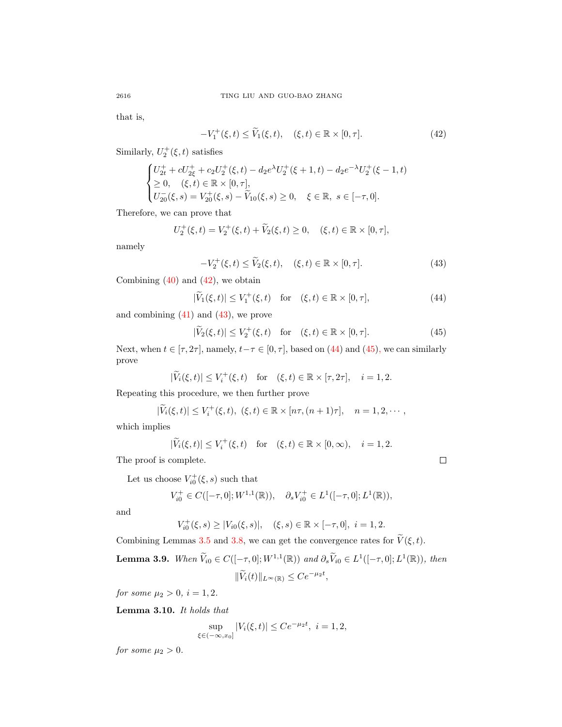that is,

$$-V_1^+(\xi,t) \le \widetilde{V}_1(\xi,t), \quad (\xi,t) \in \mathbb{R}\times[0,\tau]. \tag{42}$$

Similarly, $U_2^+(\xi,t)$ satisfies

$$\begin{cases} U_{2t}^+ + cU_{2\xi}^+ + c_2U_2^+(\xi,t) - d_2e^{\lambda}U_2^+(\xi+1,t) - d_2e^{-\lambda}U_2^+(\xi-1,t) \\ \ge 0, \quad (\xi,t)\in\mathbb{R}\times[0,\tau], \\ U_{20}^-(\xi,s) = V_{20}^+(\xi,s) - \widetilde{V}_{10}(\xi,s) \ge 0, \quad \xi\in\mathbb{R},\ s\in[-\tau,0]. \end{cases}$$

Therefore, we can prove that

$$U_2^+(\xi,t) = V_2^+(\xi,t) + \widetilde{V}_2(\xi,t) \ge 0, \quad (\xi,t)\in\mathbb{R}\times[0,\tau],$$

namely

$$-V_2^+(\xi,t) \le \widetilde{V}_2(\xi,t), \quad (\xi,t)\in\mathbb{R}\times[0,\tau]. \tag{43}$$

Combining (40) and (42), we obtain

$$|\widetilde{V}_1(\xi,t)| \le V_1^+(\xi,t) \quad \text{for} \quad (\xi,t)\in\mathbb{R}\times[0,\tau], \tag{44}$$

and combining (41) and (43), we prove

$$|\widetilde{V}_2(\xi,t)| \le V_2^+(\xi,t) \quad \text{for} \quad (\xi,t)\in\mathbb{R}\times[0,\tau]. \tag{45}$$

Next, when $t\in[\tau,2\tau]$, namely, $t-\tau\in[0,\tau]$, based on (44) and (45), we can similarly prove

$$|\widetilde{V}_i(\xi,t)| \le V_i^+(\xi,t) \quad \text{for} \quad (\xi,t)\in\mathbb{R}\times[\tau,2\tau], \quad i=1,2.$$

Repeating this procedure, we then further prove

$$|\widetilde{V}_i(\xi,t)| \le V_i^+(\xi,t),\ (\xi,t)\in\mathbb{R}\times[n\tau,(n+1)\tau], \quad n=1,2,\cdots,$$

which implies

$$|\widetilde{V}_i(\xi,t)| \le V_i^+(\xi,t) \quad \text{for} \quad (\xi,t)\in\mathbb{R}\times[0,\infty), \quad i=1,2.$$

The proof is complete. □

Let us choose $V_{i0}^+(\xi,s)$ such that

$$V_{i0}^+ \in C([-\tau,0];W^{1,1}(\mathbb{R})), \quad \partial_s V_{i0}^+ \in L^1([-\tau,0];L^1(\mathbb{R})),$$

and

$$V_{i0}^+(\xi,s) \ge |V_{i0}(\xi,s)|, \quad (\xi,s)\in\mathbb{R}\times[-\tau,0],\ i=1,2.$$

Combining Lemmas 3.5 and 3.8, we can get the convergence rates for $\widetilde{V}(\xi,t)$.

**Lemma 3.9.** *When $\widetilde{V}_{i0}\in C([-\tau,0];W^{1,1}(\mathbb{R}))$ and $\partial_s\widetilde{V}_{i0}\in L^1([-\tau,0];L^1(\mathbb{R}))$, then*

$$\|\widetilde{V}_i(t)\|_{L^\infty(\mathbb{R})} \le Ce^{-\mu_2 t},$$

*for some $\mu_2>0$, $i=1,2$.*

**Lemma 3.10.** *It holds that*

$$\sup_{\xi\in(-\infty,x_0]} |V_i(\xi,t)| \le Ce^{-\mu_2 t},\ i=1,2,$$

*for some $\mu_2>0$.*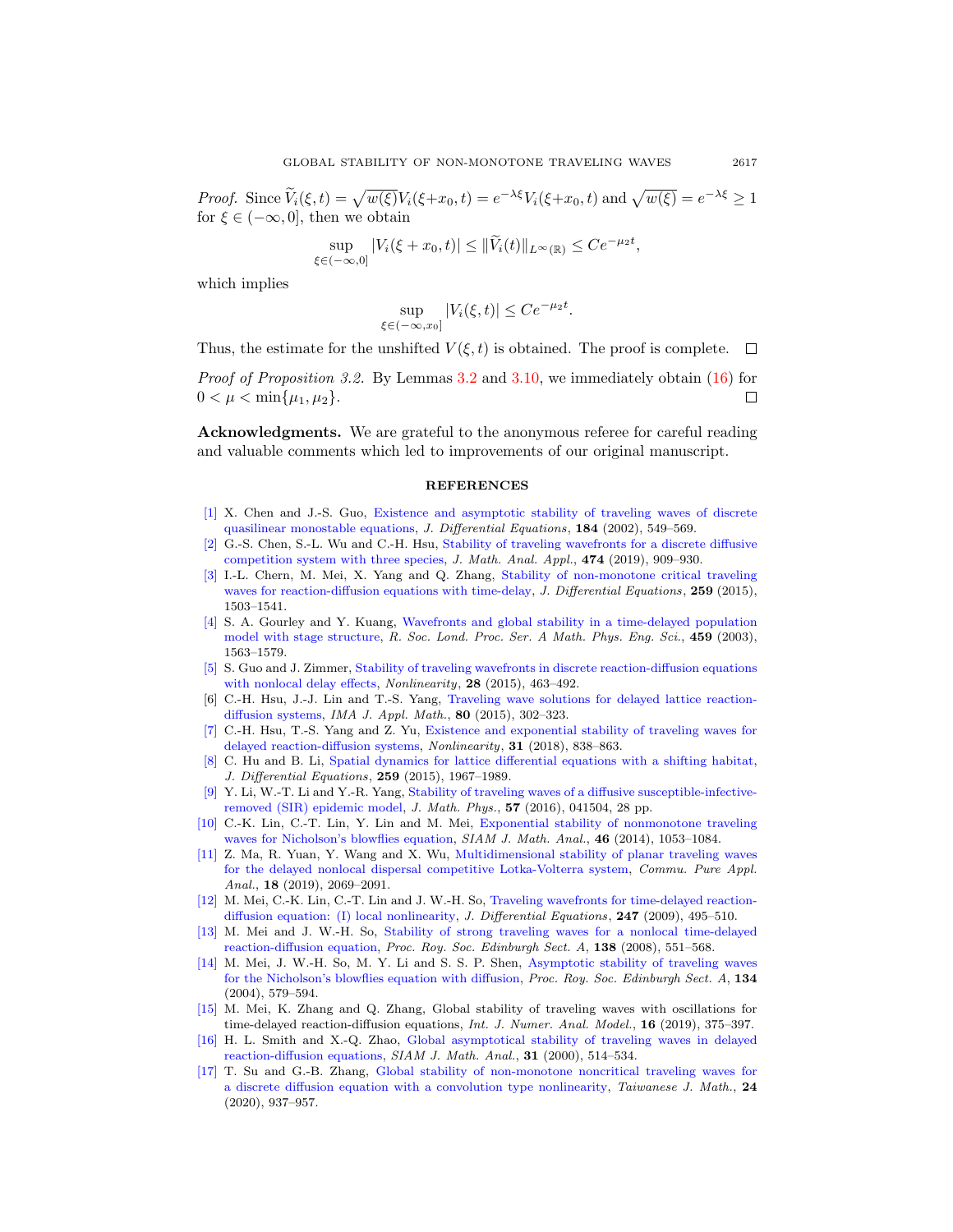*Proof.* Since $\widetilde{V}_i(\xi,t) = \sqrt{w(\xi)}V_i(\xi+x_0,t) = e^{-\lambda\xi}V_i(\xi+x_0,t)$ and $\sqrt{w(\xi)} = e^{-\lambda\xi} \geq 1$ for $\xi \in (-\infty, 0]$, then we obtain

$$\sup_{\xi\in(-\infty,0]} |V_i(\xi+x_0,t)| \leq \|\widetilde{V}_i(t)\|_{L^\infty(\mathbb{R})} \leq Ce^{-\mu_2 t},$$

which implies

$$\sup_{\xi\in(-\infty,x_0]} |V_i(\xi,t)| \leq Ce^{-\mu_2 t}.$$

Thus, the estimate for the unshifted $V(\xi,t)$ is obtained. The proof is complete. $\square$

*Proof of Proposition 3.2.* By Lemmas 3.2 and 3.10, we immediately obtain (16) for $0 < \mu < \min\{\mu_1, \mu_2\}$. $\square$

**Acknowledgments.** We are grateful to the anonymous referee for careful reading and valuable comments which led to improvements of our original manuscript.

## REFERENCES

[1] X. Chen and J.-S. Guo, Existence and asymptotic stability of traveling waves of discrete quasilinear monostable equations, *J. Differential Equations*, **184** (2002), 549–569.

[2] G.-S. Chen, S.-L. Wu and C.-H. Hsu, Stability of traveling wavefronts for a discrete diffusive competition system with three species, *J. Math. Anal. Appl.*, **474** (2019), 909–930.

[3] I.-L. Chern, M. Mei, X. Yang and Q. Zhang, Stability of non-monotone critical traveling waves for reaction-diffusion equations with time-delay, *J. Differential Equations*, **259** (2015), 1503–1541.

[4] S. A. Gourley and Y. Kuang, Wavefronts and global stability in a time-delayed population model with stage structure, *R. Soc. Lond. Proc. Ser. A Math. Phys. Eng. Sci.*, **459** (2003), 1563–1579.

[5] S. Guo and J. Zimmer, Stability of traveling wavefronts in discrete reaction-diffusion equations with nonlocal delay effects, *Nonlinearity*, **28** (2015), 463–492.

[6] C.-H. Hsu, J.-J. Lin and T.-S. Yang, Traveling wave solutions for delayed lattice reaction-diffusion systems, *IMA J. Appl. Math.*, **80** (2015), 302–323.

[7] C.-H. Hsu, T.-S. Yang and Z. Yu, Existence and exponential stability of traveling waves for delayed reaction-diffusion systems, *Nonlinearity*, **31** (2018), 838–863.

[8] C. Hu and B. Li, Spatial dynamics for lattice differential equations with a shifting habitat, *J. Differential Equations*, **259** (2015), 1967–1989.

[9] Y. Li, W.-T. Li and Y.-R. Yang, Stability of traveling waves of a diffusive susceptible-infective-removed (SIR) epidemic model, *J. Math. Phys.*, **57** (2016), 041504, 28 pp.

[10] C.-K. Lin, C.-T. Lin, Y. Lin and M. Mei, Exponential stability of nonmonotone traveling waves for Nicholson's blowflies equation, *SIAM J. Math. Anal.*, **46** (2014), 1053–1084.

[11] Z. Ma, R. Yuan, Y. Wang and X. Wu, Multidimensional stability of planar traveling waves for the delayed nonlocal dispersal competitive Lotka-Volterra system, *Commu. Pure Appl. Anal.*, **18** (2019), 2069–2091.

[12] M. Mei, C.-K. Lin, C.-T. Lin and J. W.-H. So, Traveling wavefronts for time-delayed reaction-diffusion equation: (I) local nonlinearity, *J. Differential Equations*, **247** (2009), 495–510.

[13] M. Mei and J. W.-H. So, Stability of strong traveling waves for a nonlocal time-delayed reaction-diffusion equation, *Proc. Roy. Soc. Edinburgh Sect. A*, **138** (2008), 551–568.

[14] M. Mei, J. W.-H. So, M. Y. Li and S. S. P. Shen, Asymptotic stability of traveling waves for the Nicholson's blowflies equation with diffusion, *Proc. Roy. Soc. Edinburgh Sect. A*, **134** (2004), 579–594.

[15] M. Mei, K. Zhang and Q. Zhang, Global stability of traveling waves with oscillations for time-delayed reaction-diffusion equations, *Int. J. Numer. Anal. Model.*, **16** (2019), 375–397.

[16] H. L. Smith and X.-Q. Zhao, Global asymptotical stability of traveling waves in delayed reaction-diffusion equations, *SIAM J. Math. Anal.*, **31** (2000), 514–534.

[17] T. Su and G.-B. Zhang, Global stability of non-monotone noncritical traveling waves for a discrete diffusion equation with a convolution type nonlinearity, *Taiwanese J. Math.*, **24** (2020), 937–957.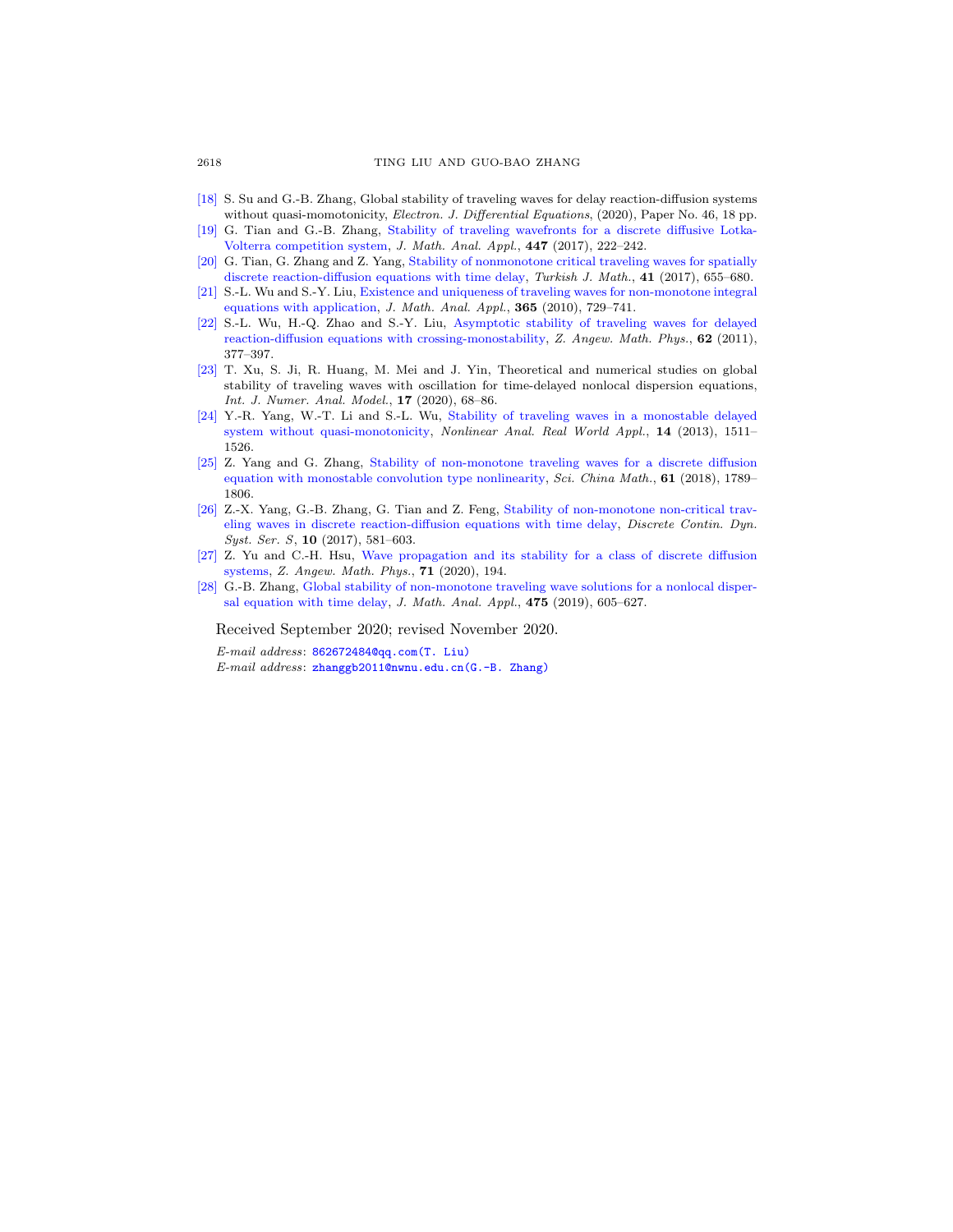[18] S. Su and G.-B. Zhang, Global stability of traveling waves for delay reaction-diffusion systems without quasi-momotonicity, *Electron. J. Differential Equations*, (2020), Paper No. 46, 18 pp.

[19] G. Tian and G.-B. Zhang, Stability of traveling wavefronts for a discrete diffusive Lotka-Volterra competition system, *J. Math. Anal. Appl.*, **447** (2017), 222–242.

[20] G. Tian, G. Zhang and Z. Yang, Stability of nonmonotone critical traveling waves for spatially discrete reaction-diffusion equations with time delay, *Turkish J. Math.*, **41** (2017), 655–680.

[21] S.-L. Wu and S.-Y. Liu, Existence and uniqueness of traveling waves for non-monotone integral equations with application, *J. Math. Anal. Appl.*, **365** (2010), 729–741.

[22] S.-L. Wu, H.-Q. Zhao and S.-Y. Liu, Asymptotic stability of traveling waves for delayed reaction-diffusion equations with crossing-monostability, *Z. Angew. Math. Phys.*, **62** (2011), 377–397.

[23] T. Xu, S. Ji, R. Huang, M. Mei and J. Yin, Theoretical and numerical studies on global stability of traveling waves with oscillation for time-delayed nonlocal dispersion equations, *Int. J. Numer. Anal. Model.*, **17** (2020), 68–86.

[24] Y.-R. Yang, W.-T. Li and S.-L. Wu, Stability of traveling waves in a monostable delayed system without quasi-monotonicity, *Nonlinear Anal. Real World Appl.*, **14** (2013), 1511–1526.

[25] Z. Yang and G. Zhang, Stability of non-monotone traveling waves for a discrete diffusion equation with monostable convolution type nonlinearity, *Sci. China Math.*, **61** (2018), 1789–1806.

[26] Z.-X. Yang, G.-B. Zhang, G. Tian and Z. Feng, Stability of non-monotone non-critical traveling waves in discrete reaction-diffusion equations with time delay, *Discrete Contin. Dyn. Syst. Ser. S*, **10** (2017), 581–603.

[27] Z. Yu and C.-H. Hsu, Wave propagation and its stability for a class of discrete diffusion systems, *Z. Angew. Math. Phys.*, **71** (2020), 194.

[28] G.-B. Zhang, Global stability of non-monotone traveling wave solutions for a nonlocal dispersal equation with time delay, *J. Math. Anal. Appl.*, **475** (2019), 605–627.

Received September 2020; revised November 2020.

*E-mail address*: 862672484@qq.com(T. Liu)
*E-mail address*: zhanggb2011@nwnu.edu.cn(G.-B. Zhang)